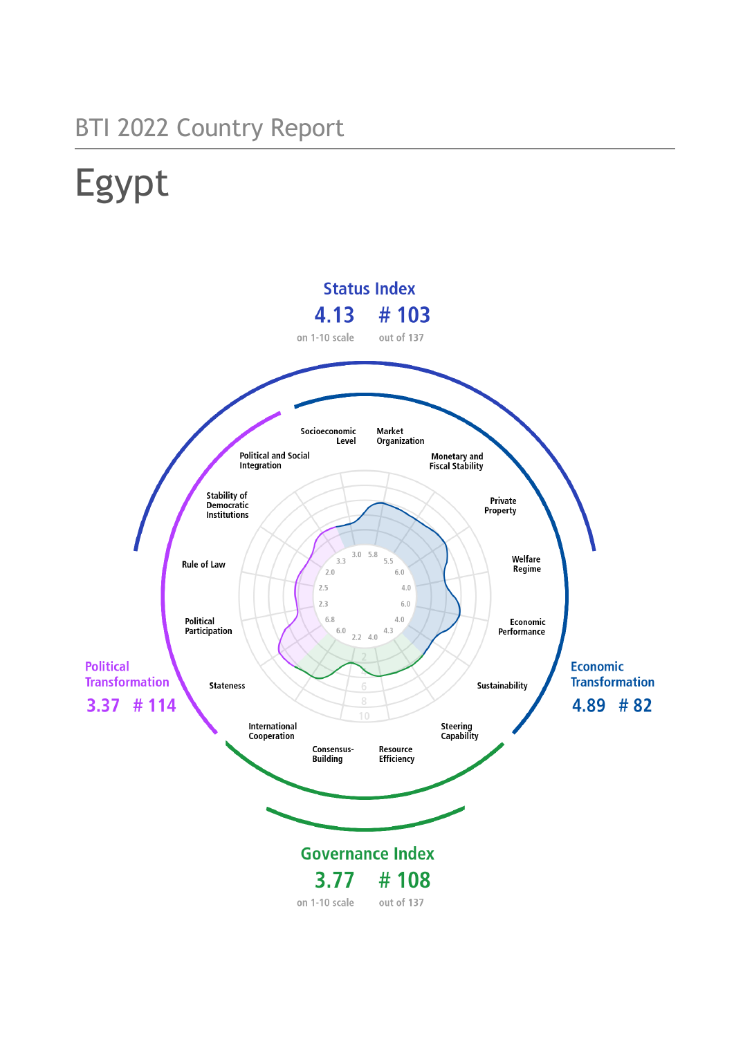BTI 2022 Country Report

# Egypt

## Status Index

**4.13** on 1-10 scale

**# 103** out of 137

## Political Transformation

**3.37 # 114**

## Economic Transformation

**4.89 # 82**

## Governance Index

**3.77** on 1-10 scale

**# 108** out of 137

| Criterion | Score |
|---|---|
| Socioeconomic Level | 3.0 |
| Market Organization | 5.8 |
| Monetary and Fiscal Stability | 5.5 |
| Private Property | 6.0 |
| Welfare Regime | 4.0 |
| Economic Performance | 6.0 |
| Sustainability | 4.0 |
| Steering Capability | 4.3 |
| Resource Efficiency | 4.0 |
| Consensus-Building | 2.2 |
| International Cooperation | 6.0 |
| Stateness | 6.8 |
| Political Participation | 2.3 |
| Rule of Law | 2.5 |
| Stability of Democratic Institutions | 2.0 |
| Political and Social Integration | 3.3 |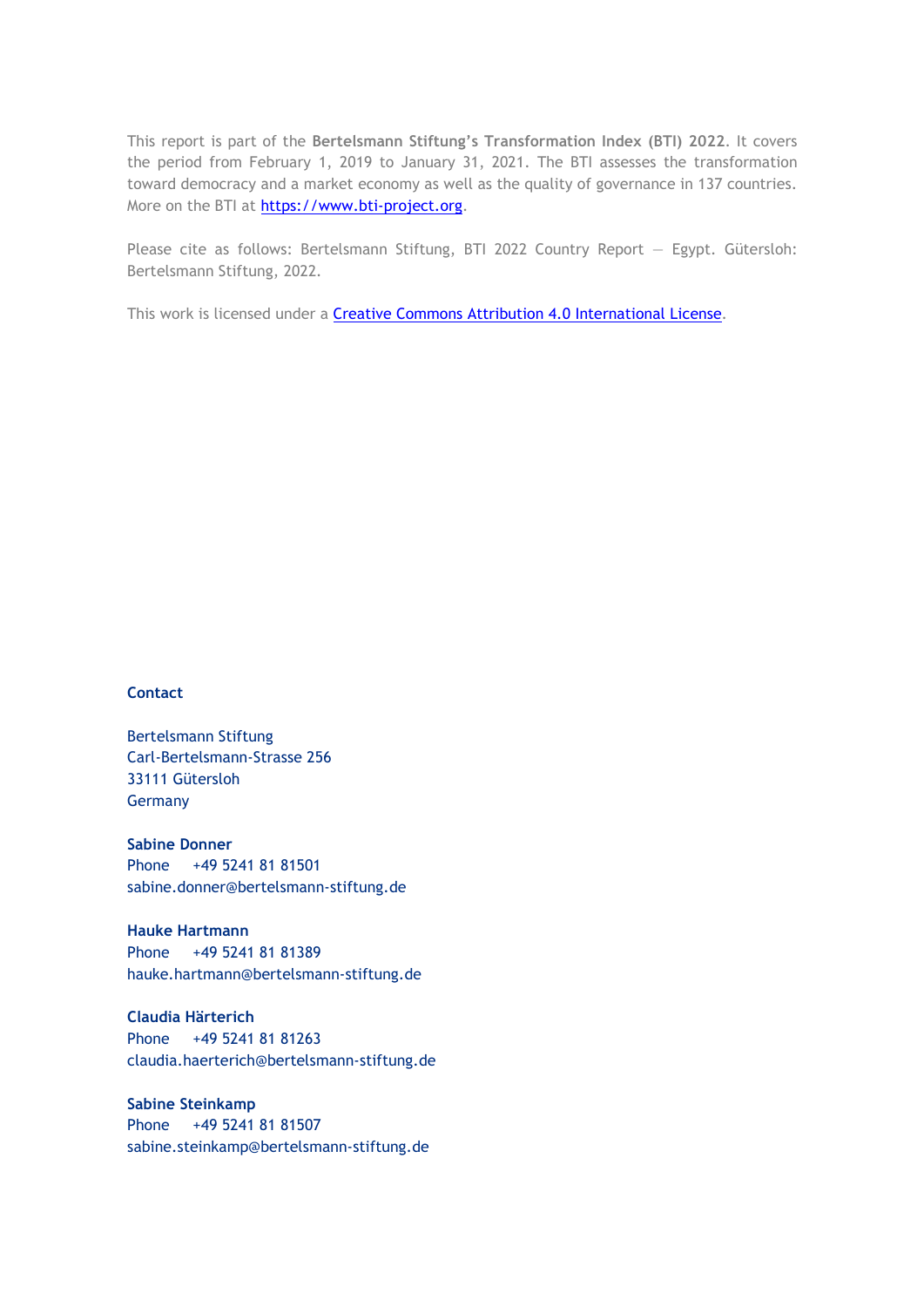This report is part of the **Bertelsmann Stiftung's Transformation Index (BTI) 2022**. It covers the period from February 1, 2019 to January 31, 2021. The BTI assesses the transformation toward democracy and a market economy as well as the quality of governance in 137 countries. More on the BTI at [https://www.bti-project.org](https://www.bti-project.org).

Please cite as follows: Bertelsmann Stiftung, BTI 2022 Country Report — Egypt. Gütersloh: Bertelsmann Stiftung, 2022.

This work is licensed under a [Creative Commons Attribution 4.0 International License](https://creativecommons.org/licenses/by/4.0/).

**Contact**

Bertelsmann Stiftung
Carl-Bertelsmann-Strasse 256
33111 Gütersloh
Germany

**Sabine Donner**
Phone +49 5241 81 81501
sabine.donner@bertelsmann-stiftung.de

**Hauke Hartmann**
Phone +49 5241 81 81389
hauke.hartmann@bertelsmann-stiftung.de

**Claudia Härterich**
Phone +49 5241 81 81263
claudia.haerterich@bertelsmann-stiftung.de

**Sabine Steinkamp**
Phone +49 5241 81 81507
sabine.steinkamp@bertelsmann-stiftung.de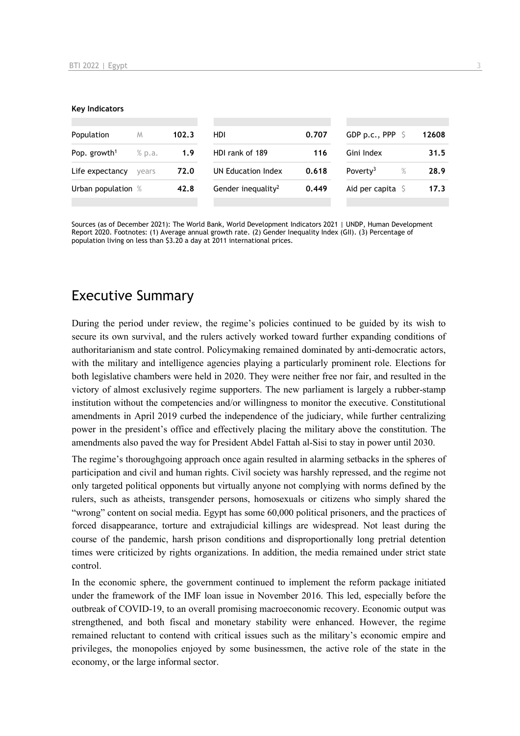**Key Indicators**

| | | | | | | | |
|---|---|---|---|---|---|---|---|
| Population | M | 102.3 | HDI | 0.707 | GDP p.c., PPP | $ | 12608 |
| Pop. growth[1] | % p.a. | 1.9 | HDI rank of 189 | 116 | Gini Index | | 31.5 |
| Life expectancy | years | 72.0 | UN Education Index | 0.618 | Poverty[3] | % | 28.9 |
| Urban population | % | 42.8 | Gender inequality[2] | 0.449 | Aid per capita | $ | 17.3 |

Sources (as of December 2021): The World Bank, World Development Indicators 2021 | UNDP, Human Development Report 2020. Footnotes: (1) Average annual growth rate. (2) Gender Inequality Index (GII). (3) Percentage of population living on less than $3.20 a day at 2011 international prices.

# Executive Summary

During the period under review, the regime's policies continued to be guided by its wish to secure its own survival, and the rulers actively worked toward further expanding conditions of authoritarianism and state control. Policymaking remained dominated by anti-democratic actors, with the military and intelligence agencies playing a particularly prominent role. Elections for both legislative chambers were held in 2020. They were neither free nor fair, and resulted in the victory of almost exclusively regime supporters. The new parliament is largely a rubber-stamp institution without the competencies and/or willingness to monitor the executive. Constitutional amendments in April 2019 curbed the independence of the judiciary, while further centralizing power in the president's office and effectively placing the military above the constitution. The amendments also paved the way for President Abdel Fattah al-Sisi to stay in power until 2030.

The regime's thoroughgoing approach once again resulted in alarming setbacks in the spheres of participation and civil and human rights. Civil society was harshly repressed, and the regime not only targeted political opponents but virtually anyone not complying with norms defined by the rulers, such as atheists, transgender persons, homosexuals or citizens who simply shared the "wrong" content on social media. Egypt has some 60,000 political prisoners, and the practices of forced disappearance, torture and extrajudicial killings are widespread. Not least during the course of the pandemic, harsh prison conditions and disproportionally long pretrial detention times were criticized by rights organizations. In addition, the media remained under strict state control.

In the economic sphere, the government continued to implement the reform package initiated under the framework of the IMF loan issue in November 2016. This led, especially before the outbreak of COVID-19, to an overall promising macroeconomic recovery. Economic output was strengthened, and both fiscal and monetary stability were enhanced. However, the regime remained reluctant to contend with critical issues such as the military's economic empire and privileges, the monopolies enjoyed by some businessmen, the active role of the state in the economy, or the large informal sector.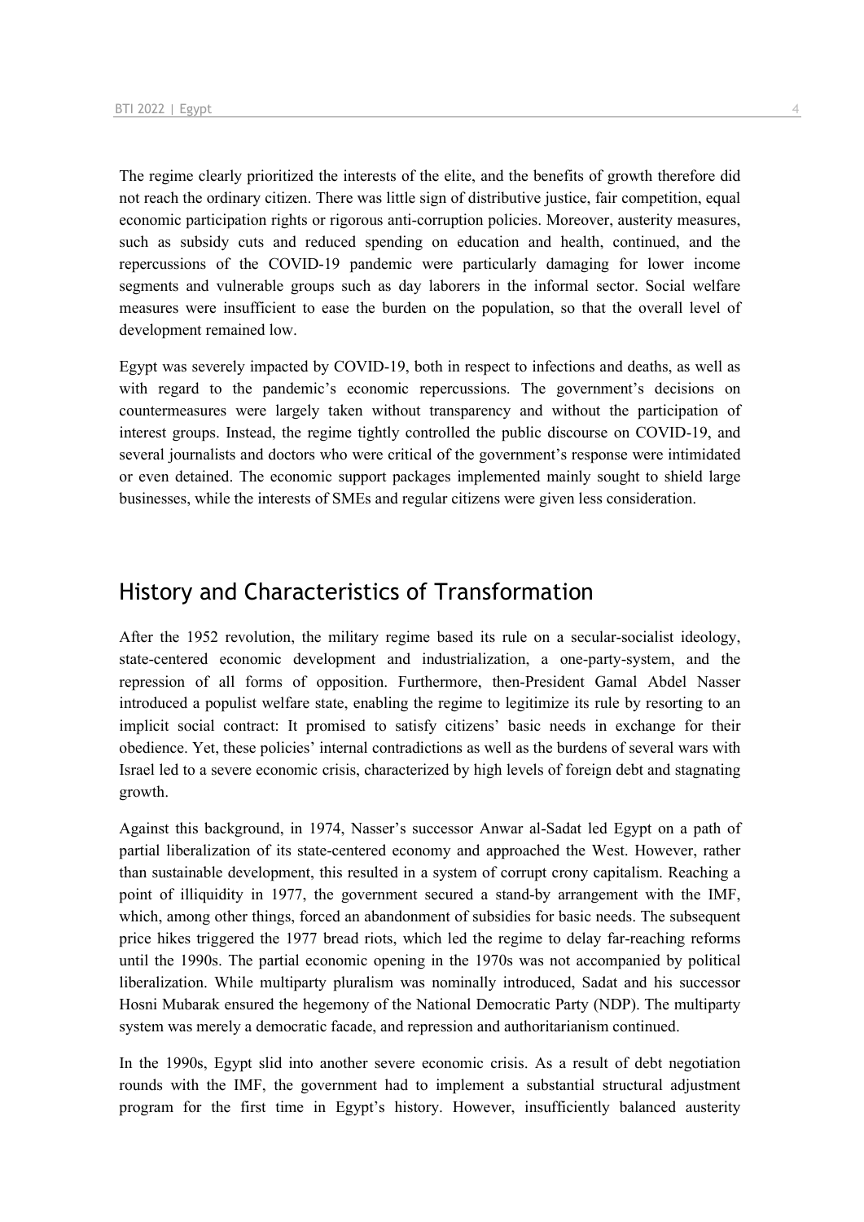The regime clearly prioritized the interests of the elite, and the benefits of growth therefore did not reach the ordinary citizen. There was little sign of distributive justice, fair competition, equal economic participation rights or rigorous anti-corruption policies. Moreover, austerity measures, such as subsidy cuts and reduced spending on education and health, continued, and the repercussions of the COVID-19 pandemic were particularly damaging for lower income segments and vulnerable groups such as day laborers in the informal sector. Social welfare measures were insufficient to ease the burden on the population, so that the overall level of development remained low.

Egypt was severely impacted by COVID-19, both in respect to infections and deaths, as well as with regard to the pandemic's economic repercussions. The government's decisions on countermeasures were largely taken without transparency and without the participation of interest groups. Instead, the regime tightly controlled the public discourse on COVID-19, and several journalists and doctors who were critical of the government's response were intimidated or even detained. The economic support packages implemented mainly sought to shield large businesses, while the interests of SMEs and regular citizens were given less consideration.

## History and Characteristics of Transformation

After the 1952 revolution, the military regime based its rule on a secular-socialist ideology, state-centered economic development and industrialization, a one-party-system, and the repression of all forms of opposition. Furthermore, then-President Gamal Abdel Nasser introduced a populist welfare state, enabling the regime to legitimize its rule by resorting to an implicit social contract: It promised to satisfy citizens' basic needs in exchange for their obedience. Yet, these policies' internal contradictions as well as the burdens of several wars with Israel led to a severe economic crisis, characterized by high levels of foreign debt and stagnating growth.

Against this background, in 1974, Nasser's successor Anwar al-Sadat led Egypt on a path of partial liberalization of its state-centered economy and approached the West. However, rather than sustainable development, this resulted in a system of corrupt crony capitalism. Reaching a point of illiquidity in 1977, the government secured a stand-by arrangement with the IMF, which, among other things, forced an abandonment of subsidies for basic needs. The subsequent price hikes triggered the 1977 bread riots, which led the regime to delay far-reaching reforms until the 1990s. The partial economic opening in the 1970s was not accompanied by political liberalization. While multiparty pluralism was nominally introduced, Sadat and his successor Hosni Mubarak ensured the hegemony of the National Democratic Party (NDP). The multiparty system was merely a democratic facade, and repression and authoritarianism continued.

In the 1990s, Egypt slid into another severe economic crisis. As a result of debt negotiation rounds with the IMF, the government had to implement a substantial structural adjustment program for the first time in Egypt's history. However, insufficiently balanced austerity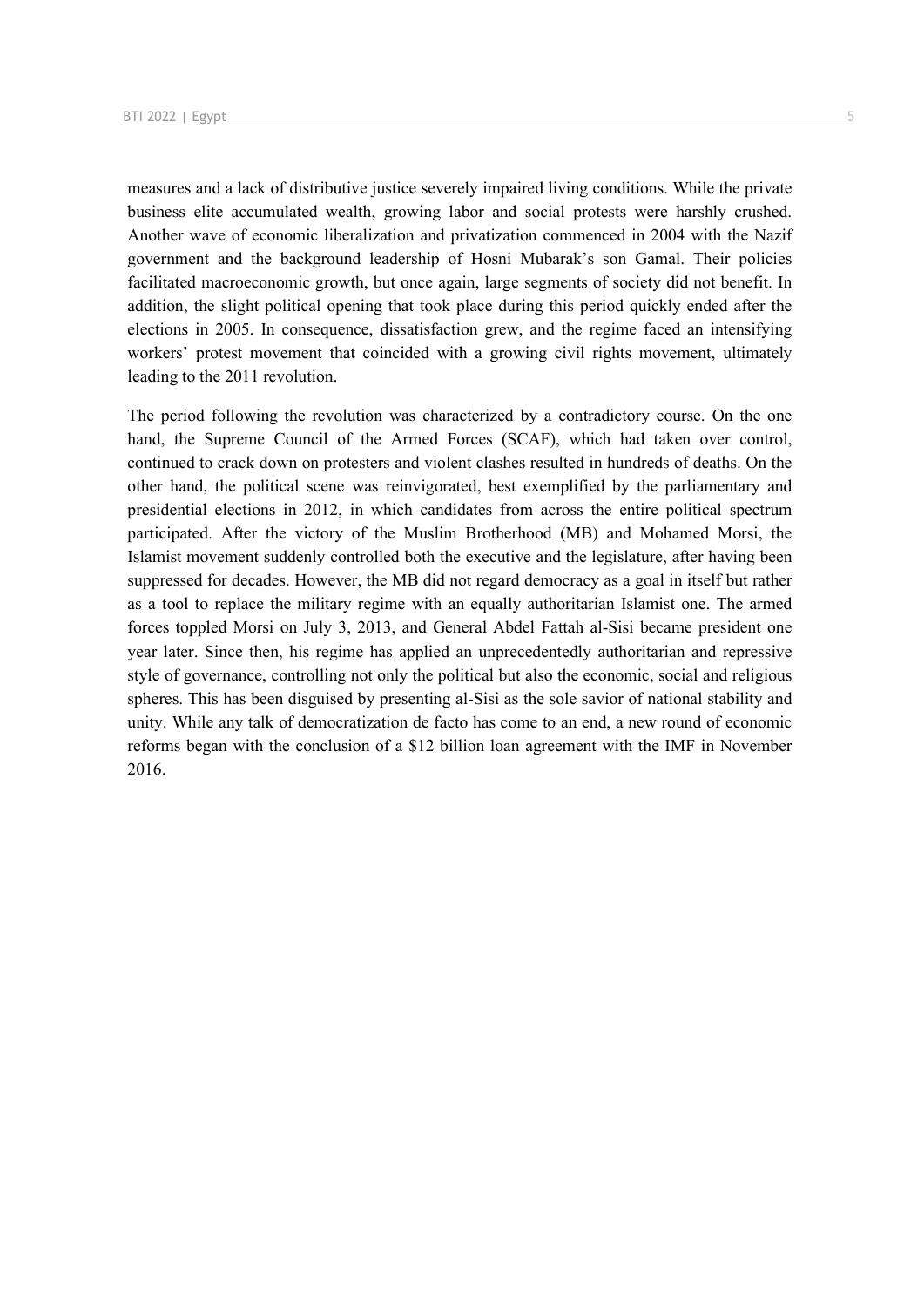measures and a lack of distributive justice severely impaired living conditions. While the private business elite accumulated wealth, growing labor and social protests were harshly crushed. Another wave of economic liberalization and privatization commenced in 2004 with the Nazif government and the background leadership of Hosni Mubarak's son Gamal. Their policies facilitated macroeconomic growth, but once again, large segments of society did not benefit. In addition, the slight political opening that took place during this period quickly ended after the elections in 2005. In consequence, dissatisfaction grew, and the regime faced an intensifying workers' protest movement that coincided with a growing civil rights movement, ultimately leading to the 2011 revolution.

The period following the revolution was characterized by a contradictory course. On the one hand, the Supreme Council of the Armed Forces (SCAF), which had taken over control, continued to crack down on protesters and violent clashes resulted in hundreds of deaths. On the other hand, the political scene was reinvigorated, best exemplified by the parliamentary and presidential elections in 2012, in which candidates from across the entire political spectrum participated. After the victory of the Muslim Brotherhood (MB) and Mohamed Morsi, the Islamist movement suddenly controlled both the executive and the legislature, after having been suppressed for decades. However, the MB did not regard democracy as a goal in itself but rather as a tool to replace the military regime with an equally authoritarian Islamist one. The armed forces toppled Morsi on July 3, 2013, and General Abdel Fattah al-Sisi became president one year later. Since then, his regime has applied an unprecedentedly authoritarian and repressive style of governance, controlling not only the political but also the economic, social and religious spheres. This has been disguised by presenting al-Sisi as the sole savior of national stability and unity. While any talk of democratization de facto has come to an end, a new round of economic reforms began with the conclusion of a $12 billion loan agreement with the IMF in November 2016.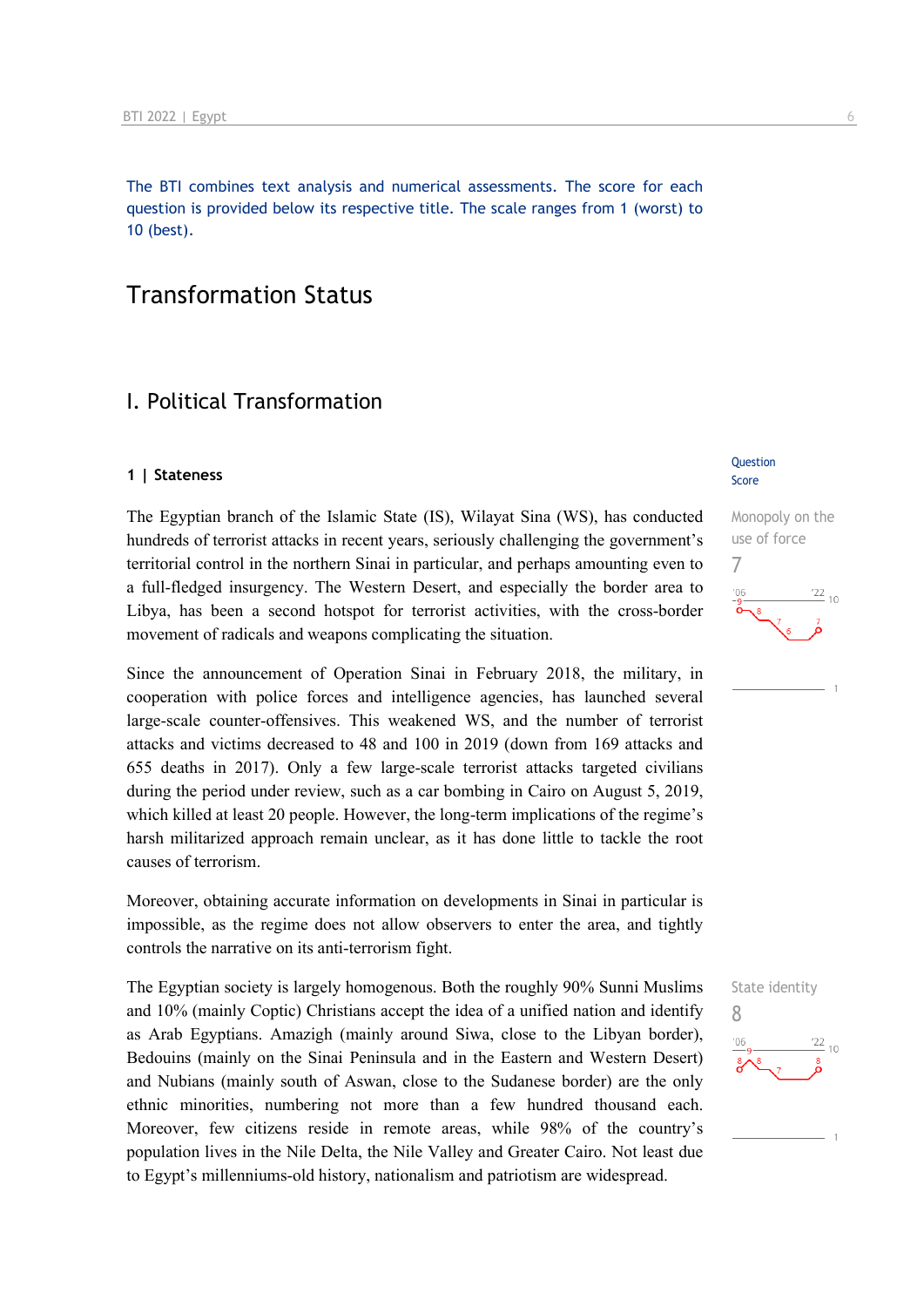The BTI combines text analysis and numerical assessments. The score for each question is provided below its respective title. The scale ranges from 1 (worst) to 10 (best).

# Transformation Status

## I. Political Transformation

### 1 | Stateness

Question Score

Monopoly on the use of force
7

The Egyptian branch of the Islamic State (IS), Wilayat Sina (WS), has conducted hundreds of terrorist attacks in recent years, seriously challenging the government's territorial control in the northern Sinai in particular, and perhaps amounting even to a full-fledged insurgency. The Western Desert, and especially the border area to Libya, has been a second hotspot for terrorist activities, with the cross-border movement of radicals and weapons complicating the situation.

Since the announcement of Operation Sinai in February 2018, the military, in cooperation with police forces and intelligence agencies, has launched several large-scale counter-offensives. This weakened WS, and the number of terrorist attacks and victims decreased to 48 and 100 in 2019 (down from 169 attacks and 655 deaths in 2017). Only a few large-scale terrorist attacks targeted civilians during the period under review, such as a car bombing in Cairo on August 5, 2019, which killed at least 20 people. However, the long-term implications of the regime's harsh militarized approach remain unclear, as it has done little to tackle the root causes of terrorism.

Moreover, obtaining accurate information on developments in Sinai in particular is impossible, as the regime does not allow observers to enter the area, and tightly controls the narrative on its anti-terrorism fight.

State identity
8

The Egyptian society is largely homogenous. Both the roughly 90% Sunni Muslims and 10% (mainly Coptic) Christians accept the idea of a unified nation and identify as Arab Egyptians. Amazigh (mainly around Siwa, close to the Libyan border), Bedouins (mainly on the Sinai Peninsula and in the Eastern and Western Desert) and Nubians (mainly south of Aswan, close to the Sudanese border) are the only ethnic minorities, numbering not more than a few hundred thousand each. Moreover, few citizens reside in remote areas, while 98% of the country's population lives in the Nile Delta, the Nile Valley and Greater Cairo. Not least due to Egypt's millenniums-old history, nationalism and patriotism are widespread.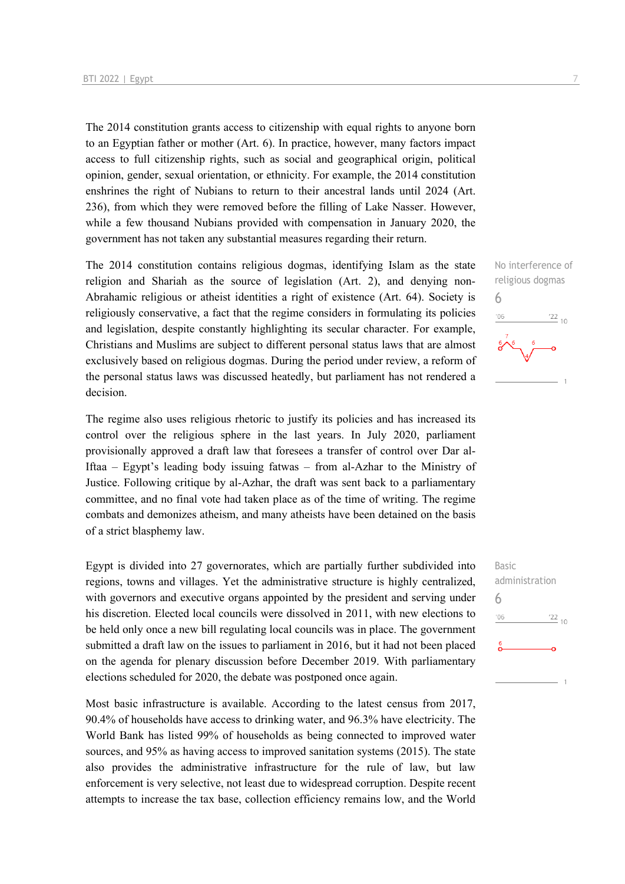The 2014 constitution grants access to citizenship with equal rights to anyone born to an Egyptian father or mother (Art. 6). In practice, however, many factors impact access to full citizenship rights, such as social and geographical origin, political opinion, gender, sexual orientation, or ethnicity. For example, the 2014 constitution enshrines the right of Nubians to return to their ancestral lands until 2024 (Art. 236), from which they were removed before the filling of Lake Nasser. However, while a few thousand Nubians provided with compensation in January 2020, the government has not taken any substantial measures regarding their return.

No interference of religious dogmas
6

The 2014 constitution contains religious dogmas, identifying Islam as the state religion and Shariah as the source of legislation (Art. 2), and denying non-Abrahamic religious or atheist identities a right of existence (Art. 64). Society is religiously conservative, a fact that the regime considers in formulating its policies and legislation, despite constantly highlighting its secular character. For example, Christians and Muslims are subject to different personal status laws that are almost exclusively based on religious dogmas. During the period under review, a reform of the personal status laws was discussed heatedly, but parliament has not rendered a decision.

The regime also uses religious rhetoric to justify its policies and has increased its control over the religious sphere in the last years. In July 2020, parliament provisionally approved a draft law that foresees a transfer of control over Dar al-Iftaa – Egypt's leading body issuing fatwas – from al-Azhar to the Ministry of Justice. Following critique by al-Azhar, the draft was sent back to a parliamentary committee, and no final vote had taken place as of the time of writing. The regime combats and demonizes atheism, and many atheists have been detained on the basis of a strict blasphemy law.

Basic administration
6

Egypt is divided into 27 governorates, which are partially further subdivided into regions, towns and villages. Yet the administrative structure is highly centralized, with governors and executive organs appointed by the president and serving under his discretion. Elected local councils were dissolved in 2011, with new elections to be held only once a new bill regulating local councils was in place. The government submitted a draft law on the issues to parliament in 2016, but it had not been placed on the agenda for plenary discussion before December 2019. With parliamentary elections scheduled for 2020, the debate was postponed once again.

Most basic infrastructure is available. According to the latest census from 2017, 90.4% of households have access to drinking water, and 96.3% have electricity. The World Bank has listed 99% of households as being connected to improved water sources, and 95% as having access to improved sanitation systems (2015). The state also provides the administrative infrastructure for the rule of law, but law enforcement is very selective, not least due to widespread corruption. Despite recent attempts to increase the tax base, collection efficiency remains low, and the World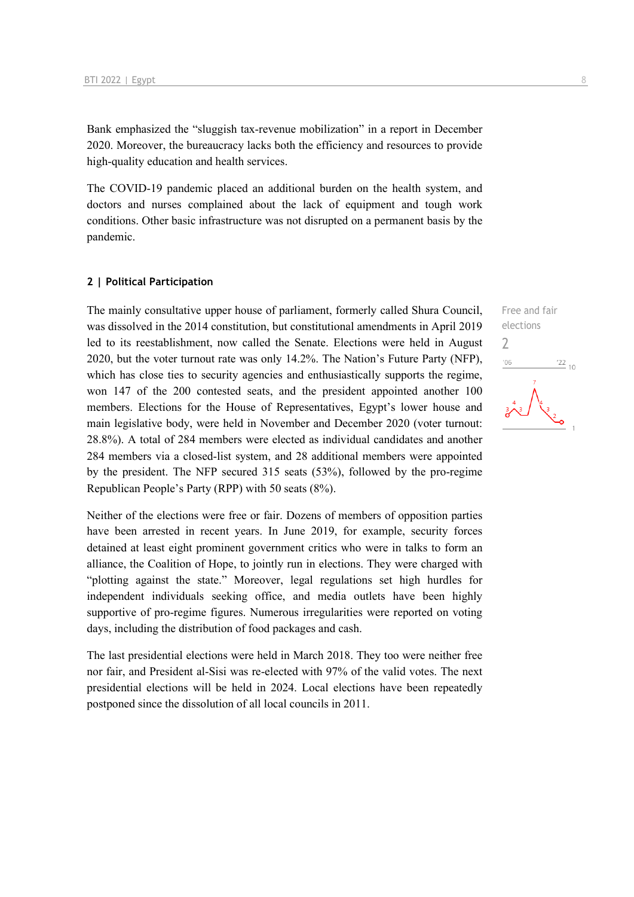Bank emphasized the "sluggish tax-revenue mobilization" in a report in December 2020. Moreover, the bureaucracy lacks both the efficiency and resources to provide high-quality education and health services.

The COVID-19 pandemic placed an additional burden on the health system, and doctors and nurses complained about the lack of equipment and tough work conditions. Other basic infrastructure was not disrupted on a permanent basis by the pandemic.

## 2 | Political Participation

Free and fair elections

2

The mainly consultative upper house of parliament, formerly called Shura Council, was dissolved in the 2014 constitution, but constitutional amendments in April 2019 led to its reestablishment, now called the Senate. Elections were held in August 2020, but the voter turnout rate was only 14.2%. The Nation's Future Party (NFP), which has close ties to security agencies and enthusiastically supports the regime, won 147 of the 200 contested seats, and the president appointed another 100 members. Elections for the House of Representatives, Egypt's lower house and main legislative body, were held in November and December 2020 (voter turnout: 28.8%). A total of 284 members were elected as individual candidates and another 284 members via a closed-list system, and 28 additional members were appointed by the president. The NFP secured 315 seats (53%), followed by the pro-regime Republican People's Party (RPP) with 50 seats (8%).

Neither of the elections were free or fair. Dozens of members of opposition parties have been arrested in recent years. In June 2019, for example, security forces detained at least eight prominent government critics who were in talks to form an alliance, the Coalition of Hope, to jointly run in elections. They were charged with "plotting against the state." Moreover, legal regulations set high hurdles for independent individuals seeking office, and media outlets have been highly supportive of pro-regime figures. Numerous irregularities were reported on voting days, including the distribution of food packages and cash.

The last presidential elections were held in March 2018. They too were neither free nor fair, and President al-Sisi was re-elected with 97% of the valid votes. The next presidential elections will be held in 2024. Local elections have been repeatedly postponed since the dissolution of all local councils in 2011.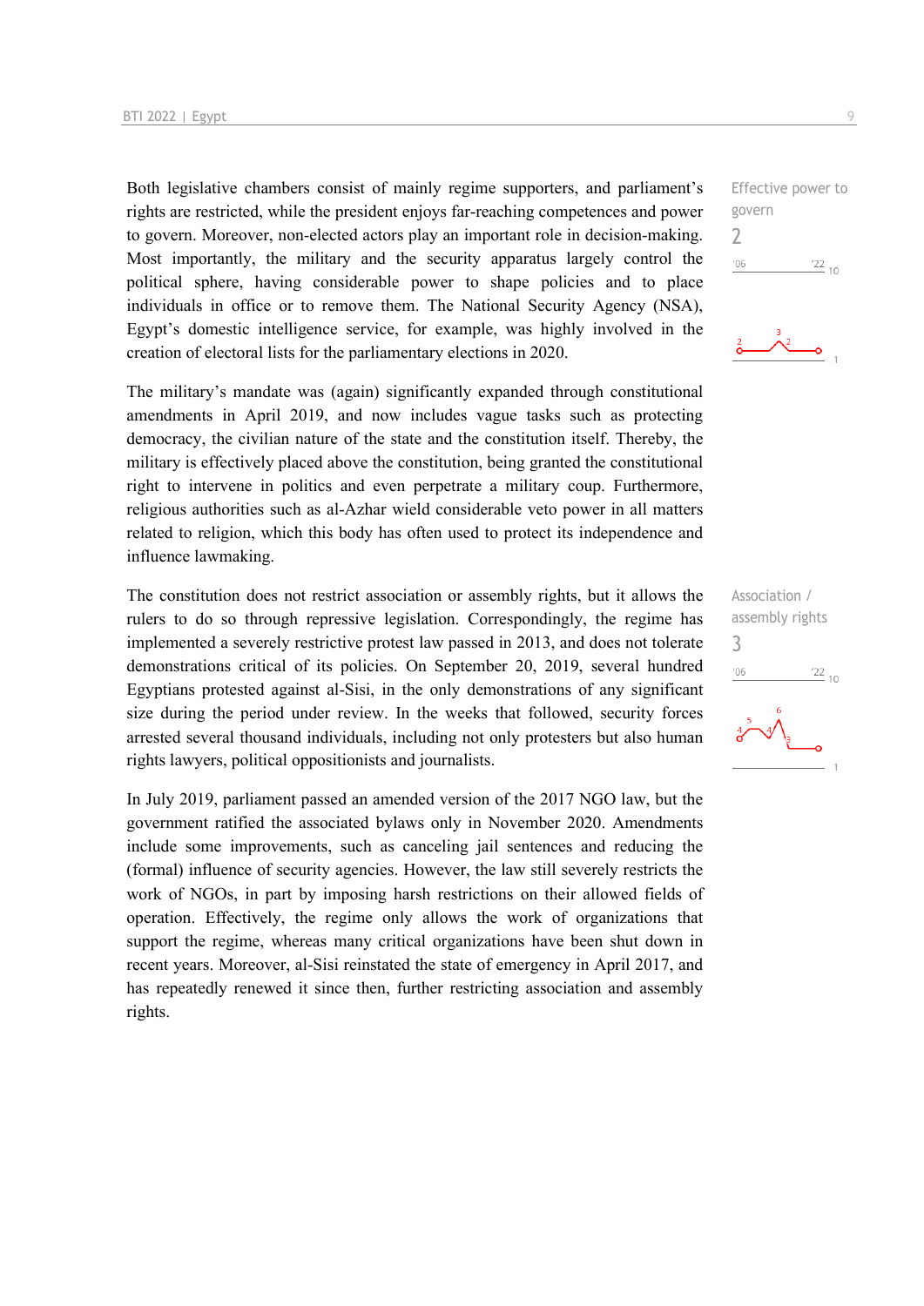Both legislative chambers consist of mainly regime supporters, and parliament's rights are restricted, while the president enjoys far-reaching competences and power to govern. Moreover, non-elected actors play an important role in decision-making. Most importantly, the military and the security apparatus largely control the political sphere, having considerable power to shape policies and to place individuals in office or to remove them. The National Security Agency (NSA), Egypt's domestic intelligence service, for example, was highly involved in the creation of electoral lists for the parliamentary elections in 2020.

Effective power to govern
2

The military's mandate was (again) significantly expanded through constitutional amendments in April 2019, and now includes vague tasks such as protecting democracy, the civilian nature of the state and the constitution itself. Thereby, the military is effectively placed above the constitution, being granted the constitutional right to intervene in politics and even perpetrate a military coup. Furthermore, religious authorities such as al-Azhar wield considerable veto power in all matters related to religion, which this body has often used to protect its independence and influence lawmaking.

The constitution does not restrict association or assembly rights, but it allows the rulers to do so through repressive legislation. Correspondingly, the regime has implemented a severely restrictive protest law passed in 2013, and does not tolerate demonstrations critical of its policies. On September 20, 2019, several hundred Egyptians protested against al-Sisi, in the only demonstrations of any significant size during the period under review. In the weeks that followed, security forces arrested several thousand individuals, including not only protesters but also human rights lawyers, political oppositionists and journalists.

Association / assembly rights
3

In July 2019, parliament passed an amended version of the 2017 NGO law, but the government ratified the associated bylaws only in November 2020. Amendments include some improvements, such as canceling jail sentences and reducing the (formal) influence of security agencies. However, the law still severely restricts the work of NGOs, in part by imposing harsh restrictions on their allowed fields of operation. Effectively, the regime only allows the work of organizations that support the regime, whereas many critical organizations have been shut down in recent years. Moreover, al-Sisi reinstated the state of emergency in April 2017, and has repeatedly renewed it since then, further restricting association and assembly rights.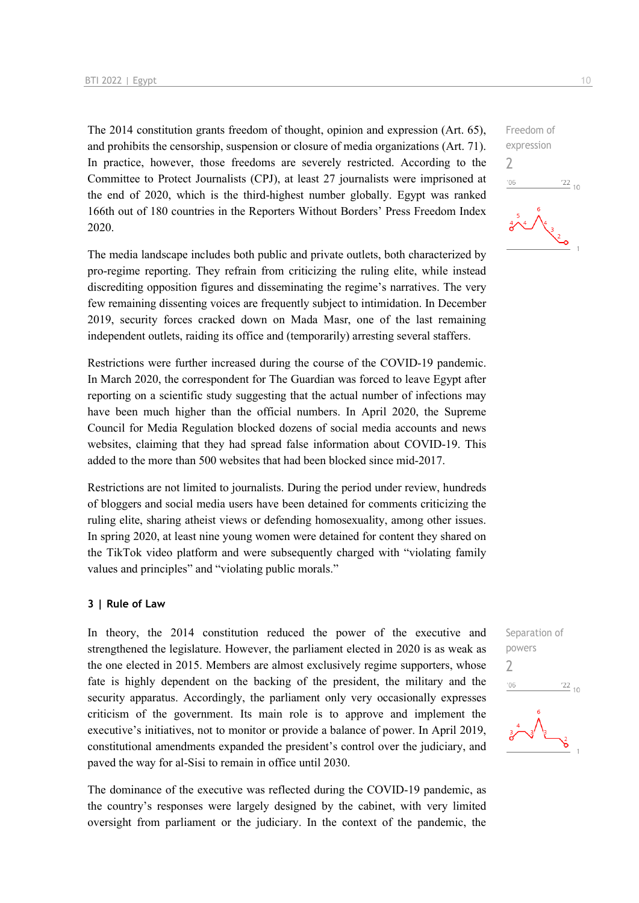The 2014 constitution grants freedom of thought, opinion and expression (Art. 65), and prohibits the censorship, suspension or closure of media organizations (Art. 71). In practice, however, those freedoms are severely restricted. According to the Committee to Protect Journalists (CPJ), at least 27 journalists were imprisoned at the end of 2020, which is the third-highest number globally. Egypt was ranked 166th out of 180 countries in the Reporters Without Borders' Press Freedom Index 2020.

Freedom of expression
2

The media landscape includes both public and private outlets, both characterized by pro-regime reporting. They refrain from criticizing the ruling elite, while instead discrediting opposition figures and disseminating the regime's narratives. The very few remaining dissenting voices are frequently subject to intimidation. In December 2019, security forces cracked down on Mada Masr, one of the last remaining independent outlets, raiding its office and (temporarily) arresting several staffers.

Restrictions were further increased during the course of the COVID-19 pandemic. In March 2020, the correspondent for The Guardian was forced to leave Egypt after reporting on a scientific study suggesting that the actual number of infections may have been much higher than the official numbers. In April 2020, the Supreme Council for Media Regulation blocked dozens of social media accounts and news websites, claiming that they had spread false information about COVID-19. This added to the more than 500 websites that had been blocked since mid-2017.

Restrictions are not limited to journalists. During the period under review, hundreds of bloggers and social media users have been detained for comments criticizing the ruling elite, sharing atheist views or defending homosexuality, among other issues. In spring 2020, at least nine young women were detained for content they shared on the TikTok video platform and were subsequently charged with "violating family values and principles" and "violating public morals."

### 3 | Rule of Law

In theory, the 2014 constitution reduced the power of the executive and strengthened the legislature. However, the parliament elected in 2020 is as weak as the one elected in 2015. Members are almost exclusively regime supporters, whose fate is highly dependent on the backing of the president, the military and the security apparatus. Accordingly, the parliament only very occasionally expresses criticism of the government. Its main role is to approve and implement the executive's initiatives, not to monitor or provide a balance of power. In April 2019, constitutional amendments expanded the president's control over the judiciary, and paved the way for al-Sisi to remain in office until 2030.

Separation of powers
2

The dominance of the executive was reflected during the COVID-19 pandemic, as the country's responses were largely designed by the cabinet, with very limited oversight from parliament or the judiciary. In the context of the pandemic, the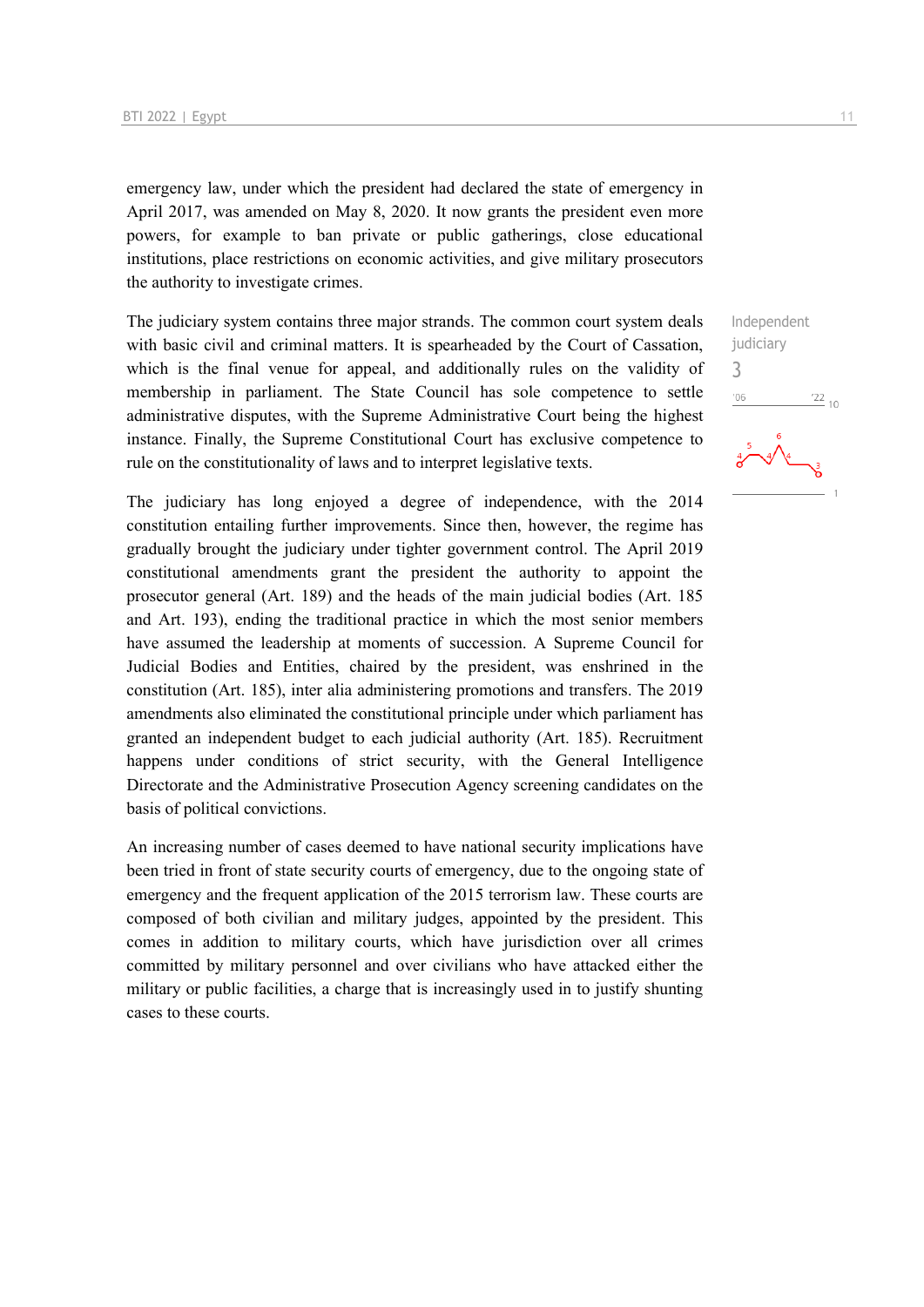emergency law, under which the president had declared the state of emergency in April 2017, was amended on May 8, 2020. It now grants the president even more powers, for example to ban private or public gatherings, close educational institutions, place restrictions on economic activities, and give military prosecutors the authority to investigate crimes.

The judiciary system contains three major strands. The common court system deals with basic civil and criminal matters. It is spearheaded by the Court of Cassation, which is the final venue for appeal, and additionally rules on the validity of membership in parliament. The State Council has sole competence to settle administrative disputes, with the Supreme Administrative Court being the highest instance. Finally, the Supreme Constitutional Court has exclusive competence to rule on the constitutionality of laws and to interpret legislative texts.

Independent judiciary
3

The judiciary has long enjoyed a degree of independence, with the 2014 constitution entailing further improvements. Since then, however, the regime has gradually brought the judiciary under tighter government control. The April 2019 constitutional amendments grant the president the authority to appoint the prosecutor general (Art. 189) and the heads of the main judicial bodies (Art. 185 and Art. 193), ending the traditional practice in which the most senior members have assumed the leadership at moments of succession. A Supreme Council for Judicial Bodies and Entities, chaired by the president, was enshrined in the constitution (Art. 185), inter alia administering promotions and transfers. The 2019 amendments also eliminated the constitutional principle under which parliament has granted an independent budget to each judicial authority (Art. 185). Recruitment happens under conditions of strict security, with the General Intelligence Directorate and the Administrative Prosecution Agency screening candidates on the basis of political convictions.

An increasing number of cases deemed to have national security implications have been tried in front of state security courts of emergency, due to the ongoing state of emergency and the frequent application of the 2015 terrorism law. These courts are composed of both civilian and military judges, appointed by the president. This comes in addition to military courts, which have jurisdiction over all crimes committed by military personnel and over civilians who have attacked either the military or public facilities, a charge that is increasingly used in to justify shunting cases to these courts.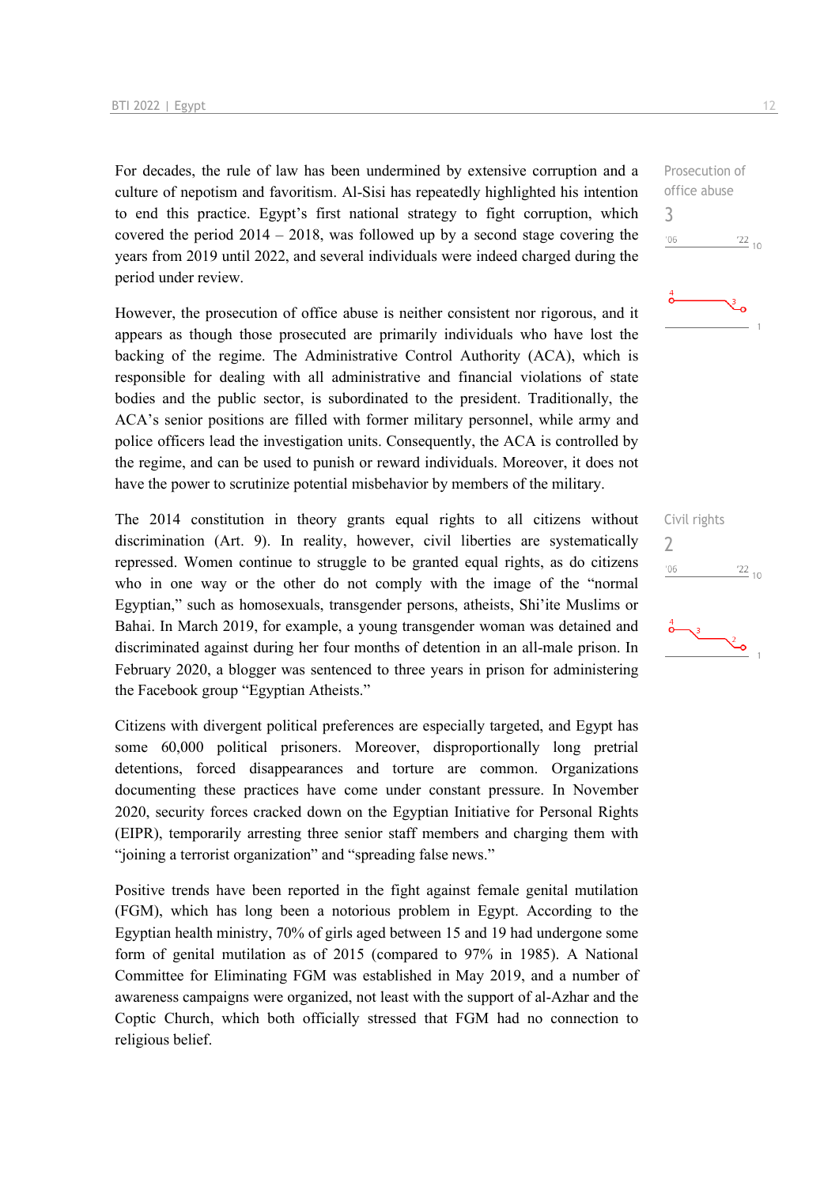For decades, the rule of law has been undermined by extensive corruption and a culture of nepotism and favoritism. Al-Sisi has repeatedly highlighted his intention to end this practice. Egypt's first national strategy to fight corruption, which covered the period 2014 – 2018, was followed up by a second stage covering the years from 2019 until 2022, and several individuals were indeed charged during the period under review.

Prosecution of office abuse
3

However, the prosecution of office abuse is neither consistent nor rigorous, and it appears as though those prosecuted are primarily individuals who have lost the backing of the regime. The Administrative Control Authority (ACA), which is responsible for dealing with all administrative and financial violations of state bodies and the public sector, is subordinated to the president. Traditionally, the ACA's senior positions are filled with former military personnel, while army and police officers lead the investigation units. Consequently, the ACA is controlled by the regime, and can be used to punish or reward individuals. Moreover, it does not have the power to scrutinize potential misbehavior by members of the military.

The 2014 constitution in theory grants equal rights to all citizens without discrimination (Art. 9). In reality, however, civil liberties are systematically repressed. Women continue to struggle to be granted equal rights, as do citizens who in one way or the other do not comply with the image of the "normal Egyptian," such as homosexuals, transgender persons, atheists, Shi'ite Muslims or Bahai. In March 2019, for example, a young transgender woman was detained and discriminated against during her four months of detention in an all-male prison. In February 2020, a blogger was sentenced to three years in prison for administering the Facebook group "Egyptian Atheists."

Civil rights
2

Citizens with divergent political preferences are especially targeted, and Egypt has some 60,000 political prisoners. Moreover, disproportionally long pretrial detentions, forced disappearances and torture are common. Organizations documenting these practices have come under constant pressure. In November 2020, security forces cracked down on the Egyptian Initiative for Personal Rights (EIPR), temporarily arresting three senior staff members and charging them with "joining a terrorist organization" and "spreading false news."

Positive trends have been reported in the fight against female genital mutilation (FGM), which has long been a notorious problem in Egypt. According to the Egyptian health ministry, 70% of girls aged between 15 and 19 had undergone some form of genital mutilation as of 2015 (compared to 97% in 1985). A National Committee for Eliminating FGM was established in May 2019, and a number of awareness campaigns were organized, not least with the support of al-Azhar and the Coptic Church, which both officially stressed that FGM had no connection to religious belief.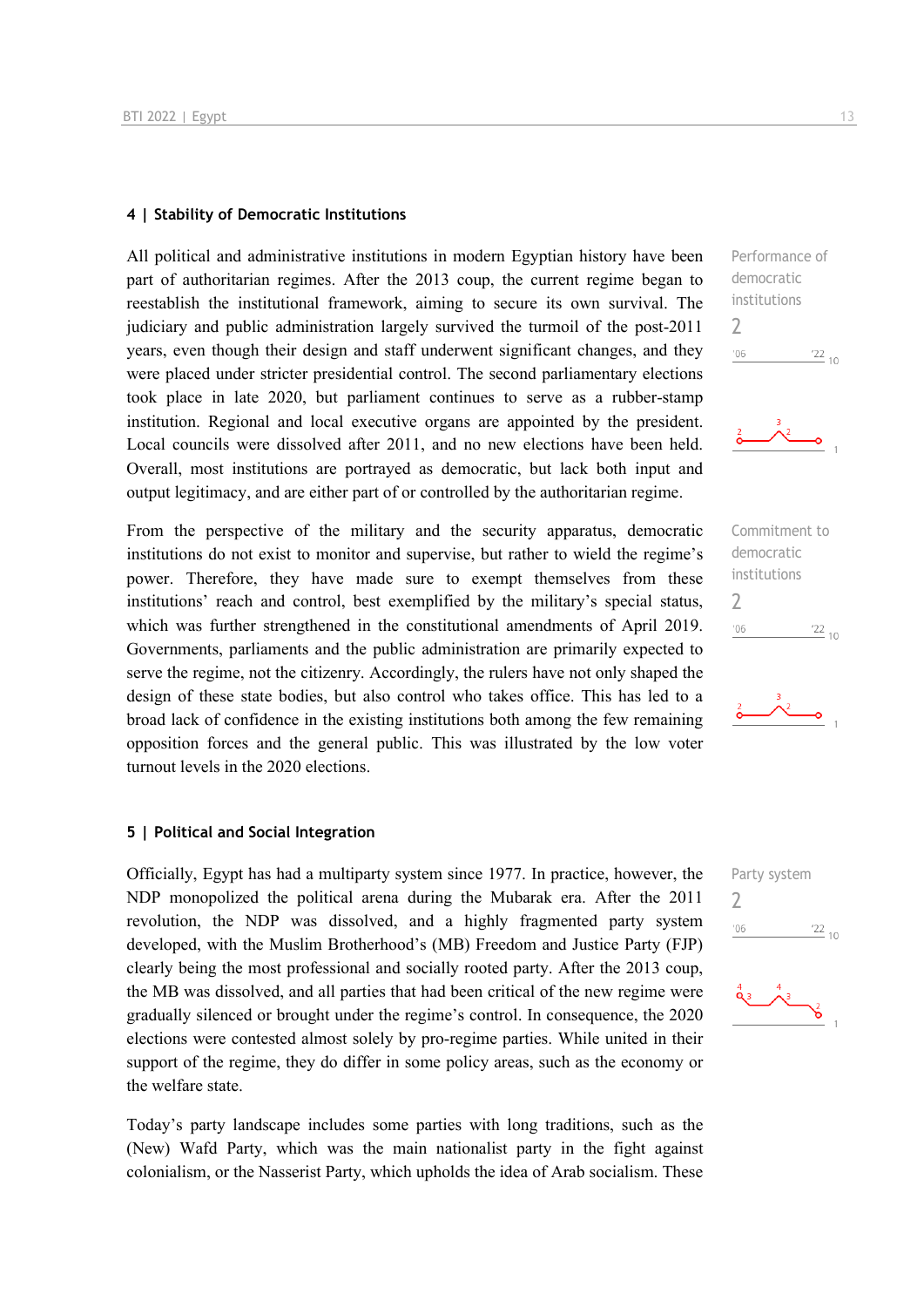## 4 | Stability of Democratic Institutions

All political and administrative institutions in modern Egyptian history have been part of authoritarian regimes. After the 2013 coup, the current regime began to reestablish the institutional framework, aiming to secure its own survival. The judiciary and public administration largely survived the turmoil of the post-2011 years, even though their design and staff underwent significant changes, and they were placed under stricter presidential control. The second parliamentary elections took place in late 2020, but parliament continues to serve as a rubber-stamp institution. Regional and local executive organs are appointed by the president. Local councils were dissolved after 2011, and no new elections have been held. Overall, most institutions are portrayed as democratic, but lack both input and output legitimacy, and are either part of or controlled by the authoritarian regime.

Performance of democratic institutions
2

From the perspective of the military and the security apparatus, democratic institutions do not exist to monitor and supervise, but rather to wield the regime's power. Therefore, they have made sure to exempt themselves from these institutions' reach and control, best exemplified by the military's special status, which was further strengthened in the constitutional amendments of April 2019. Governments, parliaments and the public administration are primarily expected to serve the regime, not the citizenry. Accordingly, the rulers have not only shaped the design of these state bodies, but also control who takes office. This has led to a broad lack of confidence in the existing institutions both among the few remaining opposition forces and the general public. This was illustrated by the low voter turnout levels in the 2020 elections.

Commitment to democratic institutions
2

## 5 | Political and Social Integration

Officially, Egypt has had a multiparty system since 1977. In practice, however, the NDP monopolized the political arena during the Mubarak era. After the 2011 revolution, the NDP was dissolved, and a highly fragmented party system developed, with the Muslim Brotherhood's (MB) Freedom and Justice Party (FJP) clearly being the most professional and socially rooted party. After the 2013 coup, the MB was dissolved, and all parties that had been critical of the new regime were gradually silenced or brought under the regime's control. In consequence, the 2020 elections were contested almost solely by pro-regime parties. While united in their support of the regime, they do differ in some policy areas, such as the economy or the welfare state.

Party system
2

Today's party landscape includes some parties with long traditions, such as the (New) Wafd Party, which was the main nationalist party in the fight against colonialism, or the Nasserist Party, which upholds the idea of Arab socialism. These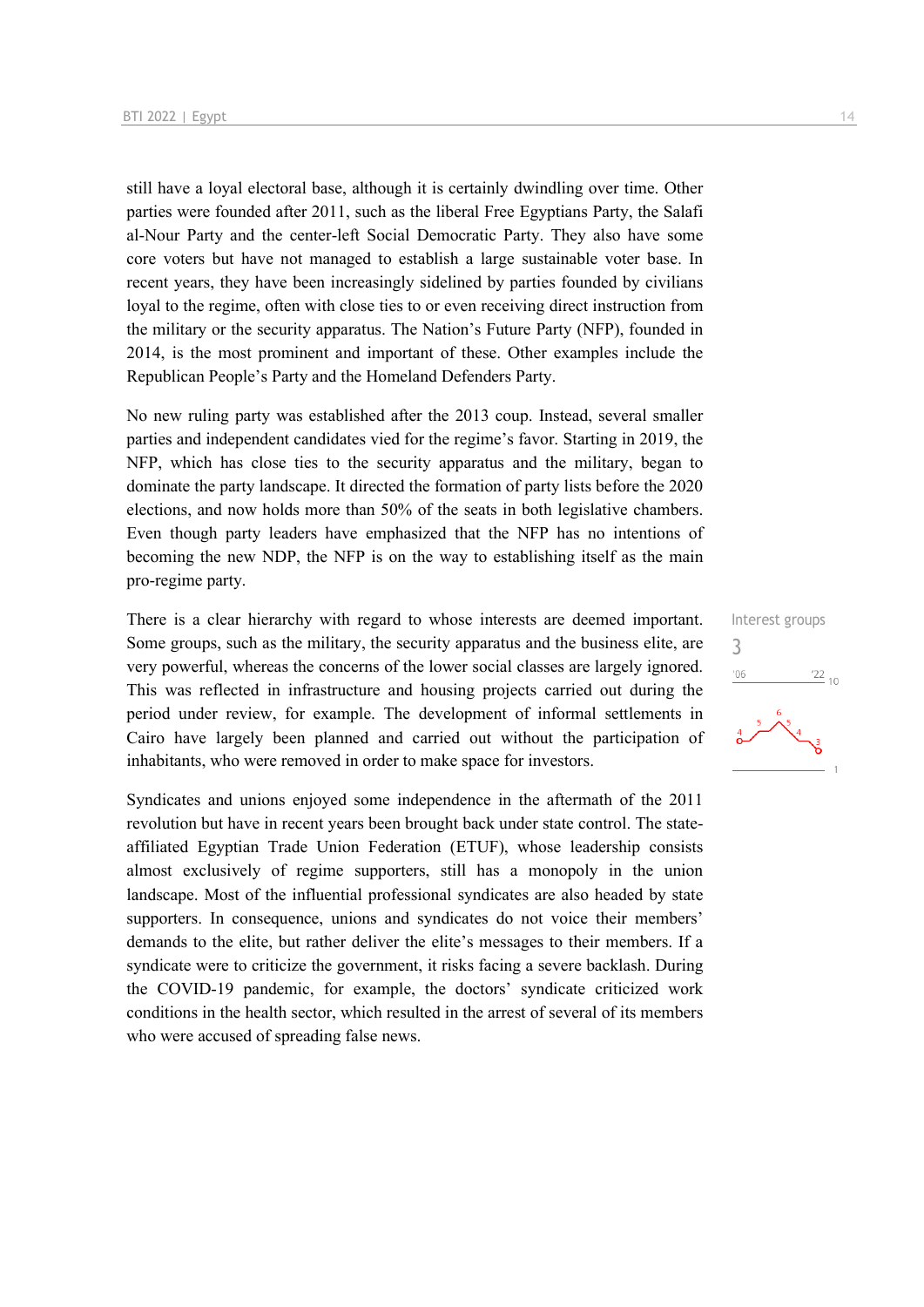still have a loyal electoral base, although it is certainly dwindling over time. Other parties were founded after 2011, such as the liberal Free Egyptians Party, the Salafi al-Nour Party and the center-left Social Democratic Party. They also have some core voters but have not managed to establish a large sustainable voter base. In recent years, they have been increasingly sidelined by parties founded by civilians loyal to the regime, often with close ties to or even receiving direct instruction from the military or the security apparatus. The Nation's Future Party (NFP), founded in 2014, is the most prominent and important of these. Other examples include the Republican People's Party and the Homeland Defenders Party.

No new ruling party was established after the 2013 coup. Instead, several smaller parties and independent candidates vied for the regime's favor. Starting in 2019, the NFP, which has close ties to the security apparatus and the military, began to dominate the party landscape. It directed the formation of party lists before the 2020 elections, and now holds more than 50% of the seats in both legislative chambers. Even though party leaders have emphasized that the NFP has no intentions of becoming the new NDP, the NFP is on the way to establishing itself as the main pro-regime party.

Interest groups

3

There is a clear hierarchy with regard to whose interests are deemed important. Some groups, such as the military, the security apparatus and the business elite, are very powerful, whereas the concerns of the lower social classes are largely ignored. This was reflected in infrastructure and housing projects carried out during the period under review, for example. The development of informal settlements in Cairo have largely been planned and carried out without the participation of inhabitants, who were removed in order to make space for investors.

Syndicates and unions enjoyed some independence in the aftermath of the 2011 revolution but have in recent years been brought back under state control. The state-affiliated Egyptian Trade Union Federation (ETUF), whose leadership consists almost exclusively of regime supporters, still has a monopoly in the union landscape. Most of the influential professional syndicates are also headed by state supporters. In consequence, unions and syndicates do not voice their members' demands to the elite, but rather deliver the elite's messages to their members. If a syndicate were to criticize the government, it risks facing a severe backlash. During the COVID-19 pandemic, for example, the doctors' syndicate criticized work conditions in the health sector, which resulted in the arrest of several of its members who were accused of spreading false news.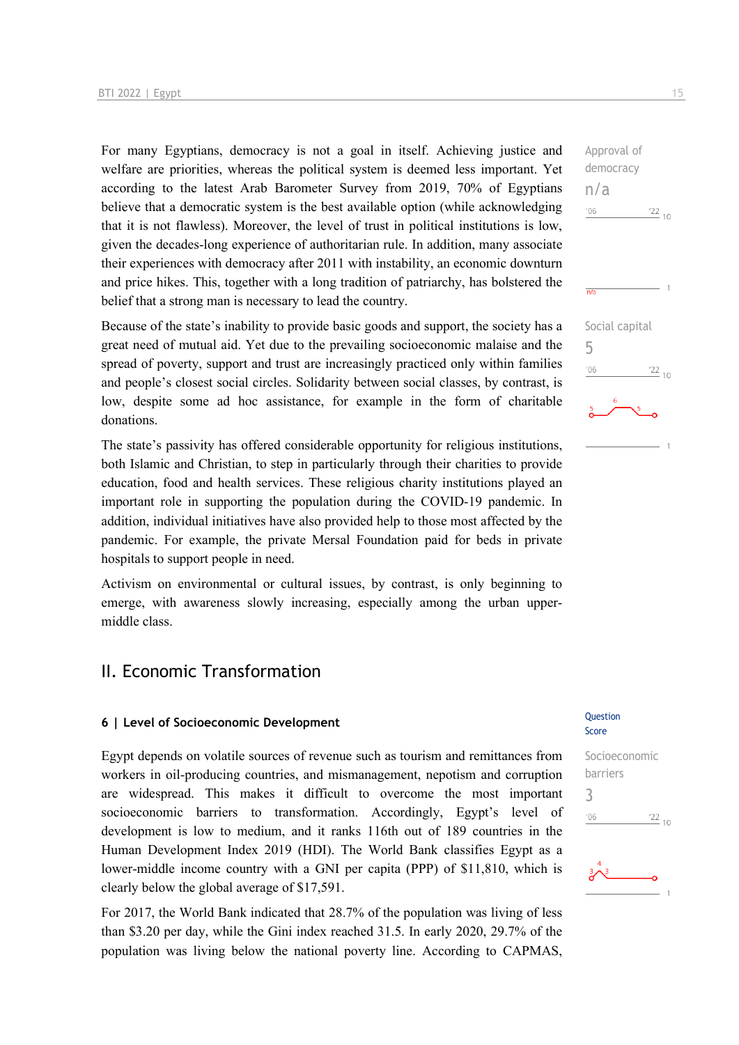For many Egyptians, democracy is not a goal in itself. Achieving justice and welfare are priorities, whereas the political system is deemed less important. Yet according to the latest Arab Barometer Survey from 2019, 70% of Egyptians believe that a democratic system is the best available option (while acknowledging that it is not flawless). Moreover, the level of trust in political institutions is low, given the decades-long experience of authoritarian rule. In addition, many associate their experiences with democracy after 2011 with instability, an economic downturn and price hikes. This, together with a long tradition of patriarchy, has bolstered the belief that a strong man is necessary to lead the country.

Approval of democracy
n/a

Because of the state's inability to provide basic goods and support, the society has a great need of mutual aid. Yet due to the prevailing socioeconomic malaise and the spread of poverty, support and trust are increasingly practiced only within families and people's closest social circles. Solidarity between social classes, by contrast, is low, despite some ad hoc assistance, for example in the form of charitable donations.

Social capital
5

The state's passivity has offered considerable opportunity for religious institutions, both Islamic and Christian, to step in particularly through their charities to provide education, food and health services. These religious charity institutions played an important role in supporting the population during the COVID-19 pandemic. In addition, individual initiatives have also provided help to those most affected by the pandemic. For example, the private Mersal Foundation paid for beds in private hospitals to support people in need.

Activism on environmental or cultural issues, by contrast, is only beginning to emerge, with awareness slowly increasing, especially among the urban upper-middle class.

## II. Economic Transformation

### 6 | Level of Socioeconomic Development

Egypt depends on volatile sources of revenue such as tourism and remittances from workers in oil-producing countries, and mismanagement, nepotism and corruption are widespread. This makes it difficult to overcome the most important socioeconomic barriers to transformation. Accordingly, Egypt's level of development is low to medium, and it ranks 116th out of 189 countries in the Human Development Index 2019 (HDI). The World Bank classifies Egypt as a lower-middle income country with a GNI per capita (PPP) of $11,810, which is clearly below the global average of $17,591.

Socioeconomic barriers
3

For 2017, the World Bank indicated that 28.7% of the population was living of less than $3.20 per day, while the Gini index reached 31.5. In early 2020, 29.7% of the population was living below the national poverty line. According to CAPMAS,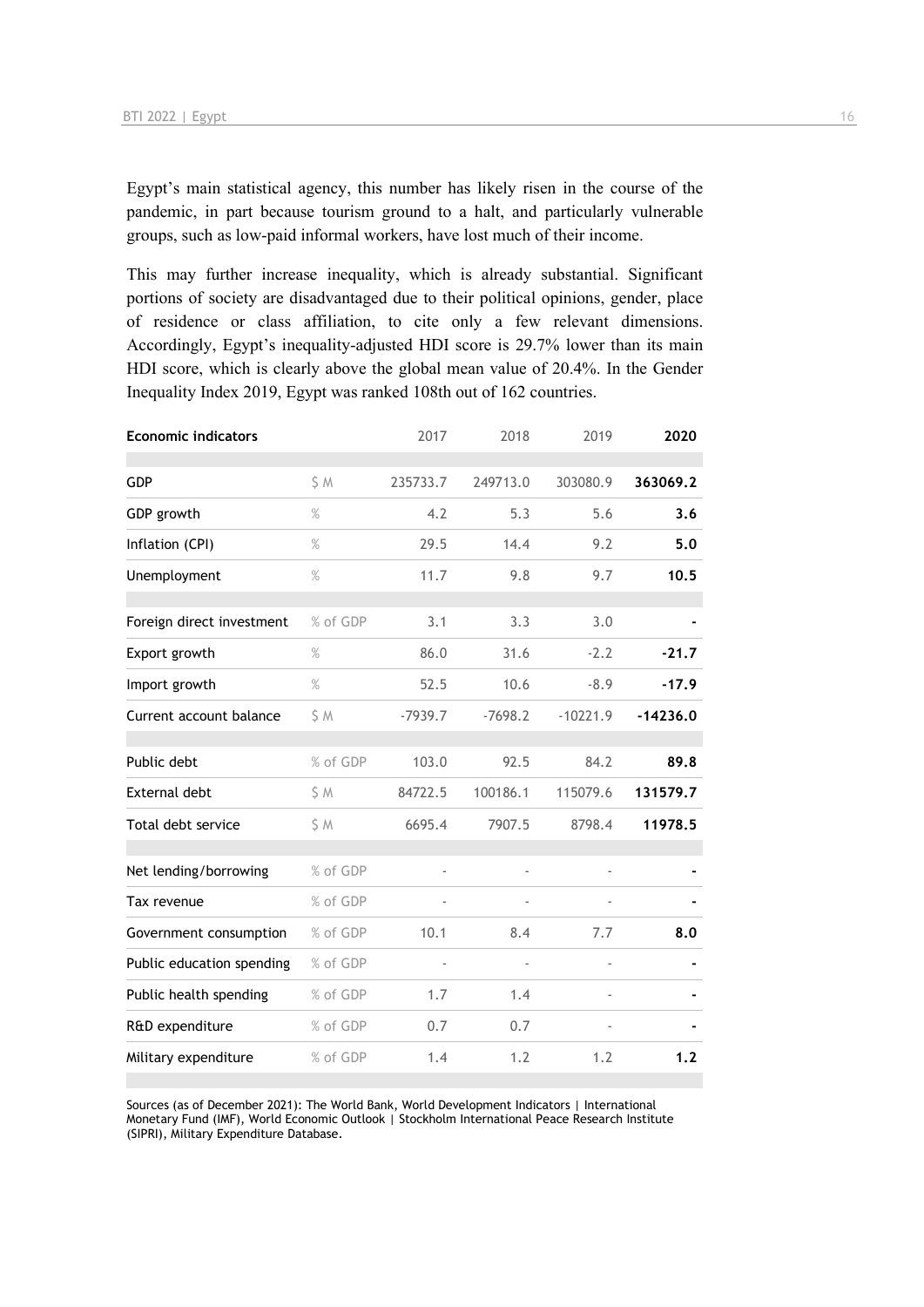Egypt's main statistical agency, this number has likely risen in the course of the pandemic, in part because tourism ground to a halt, and particularly vulnerable groups, such as low-paid informal workers, have lost much of their income.

This may further increase inequality, which is already substantial. Significant portions of society are disadvantaged due to their political opinions, gender, place of residence or class affiliation, to cite only a few relevant dimensions. Accordingly, Egypt's inequality-adjusted HDI score is 29.7% lower than its main HDI score, which is clearly above the global mean value of 20.4%. In the Gender Inequality Index 2019, Egypt was ranked 108th out of 162 countries.

| Economic indicators | | 2017 | 2018 | 2019 | 2020 |
|---|---|---|---|---|---|
| GDP | $ M | 235733.7 | 249713.0 | 303080.9 | **363069.2** |
| GDP growth | % | 4.2 | 5.3 | 5.6 | **3.6** |
| Inflation (CPI) | % | 29.5 | 14.4 | 9.2 | **5.0** |
| Unemployment | % | 11.7 | 9.8 | 9.7 | **10.5** |
| Foreign direct investment | % of GDP | 3.1 | 3.3 | 3.0 | **-** |
| Export growth | % | 86.0 | 31.6 | -2.2 | **-21.7** |
| Import growth | % | 52.5 | 10.6 | -8.9 | **-17.9** |
| Current account balance | $ M | -7939.7 | -7698.2 | -10221.9 | **-14236.0** |
| Public debt | % of GDP | 103.0 | 92.5 | 84.2 | **89.8** |
| External debt | $ M | 84722.5 | 100186.1 | 115079.6 | **131579.7** |
| Total debt service | $ M | 6695.4 | 7907.5 | 8798.4 | **11978.5** |
| Net lending/borrowing | % of GDP | - | - | - | **-** |
| Tax revenue | % of GDP | - | - | - | **-** |
| Government consumption | % of GDP | 10.1 | 8.4 | 7.7 | **8.0** |
| Public education spending | % of GDP | - | - | - | **-** |
| Public health spending | % of GDP | 1.7 | 1.4 | - | **-** |
| R&D expenditure | % of GDP | 0.7 | 0.7 | - | **-** |
| Military expenditure | % of GDP | 1.4 | 1.2 | 1.2 | **1.2** |

Sources (as of December 2021): The World Bank, World Development Indicators | International Monetary Fund (IMF), World Economic Outlook | Stockholm International Peace Research Institute (SIPRI), Military Expenditure Database.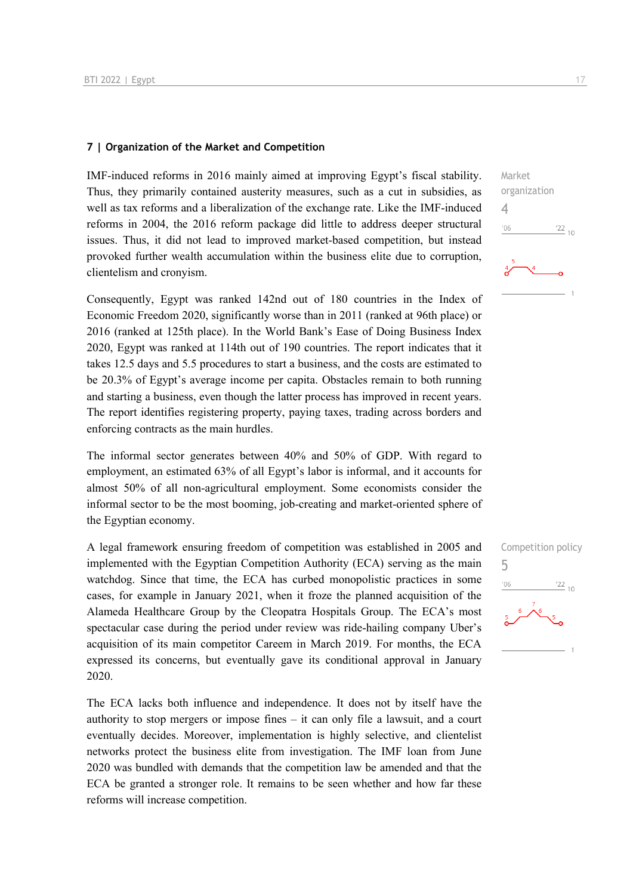## 7 | Organization of the Market and Competition

Market organization
4

IMF-induced reforms in 2016 mainly aimed at improving Egypt's fiscal stability. Thus, they primarily contained austerity measures, such as a cut in subsidies, as well as tax reforms and a liberalization of the exchange rate. Like the IMF-induced reforms in 2004, the 2016 reform package did little to address deeper structural issues. Thus, it did not lead to improved market-based competition, but instead provoked further wealth accumulation within the business elite due to corruption, clientelism and cronyism.

Consequently, Egypt was ranked 142nd out of 180 countries in the Index of Economic Freedom 2020, significantly worse than in 2011 (ranked at 96th place) or 2016 (ranked at 125th place). In the World Bank's Ease of Doing Business Index 2020, Egypt was ranked at 114th out of 190 countries. The report indicates that it takes 12.5 days and 5.5 procedures to start a business, and the costs are estimated to be 20.3% of Egypt's average income per capita. Obstacles remain to both running and starting a business, even though the latter process has improved in recent years. The report identifies registering property, paying taxes, trading across borders and enforcing contracts as the main hurdles.

The informal sector generates between 40% and 50% of GDP. With regard to employment, an estimated 63% of all Egypt's labor is informal, and it accounts for almost 50% of all non-agricultural employment. Some economists consider the informal sector to be the most booming, job-creating and market-oriented sphere of the Egyptian economy.

Competition policy
5

A legal framework ensuring freedom of competition was established in 2005 and implemented with the Egyptian Competition Authority (ECA) serving as the main watchdog. Since that time, the ECA has curbed monopolistic practices in some cases, for example in January 2021, when it froze the planned acquisition of the Alameda Healthcare Group by the Cleopatra Hospitals Group. The ECA's most spectacular case during the period under review was ride-hailing company Uber's acquisition of its main competitor Careem in March 2019. For months, the ECA expressed its concerns, but eventually gave its conditional approval in January 2020.

The ECA lacks both influence and independence. It does not by itself have the authority to stop mergers or impose fines – it can only file a lawsuit, and a court eventually decides. Moreover, implementation is highly selective, and clientelist networks protect the business elite from investigation. The IMF loan from June 2020 was bundled with demands that the competition law be amended and that the ECA be granted a stronger role. It remains to be seen whether and how far these reforms will increase competition.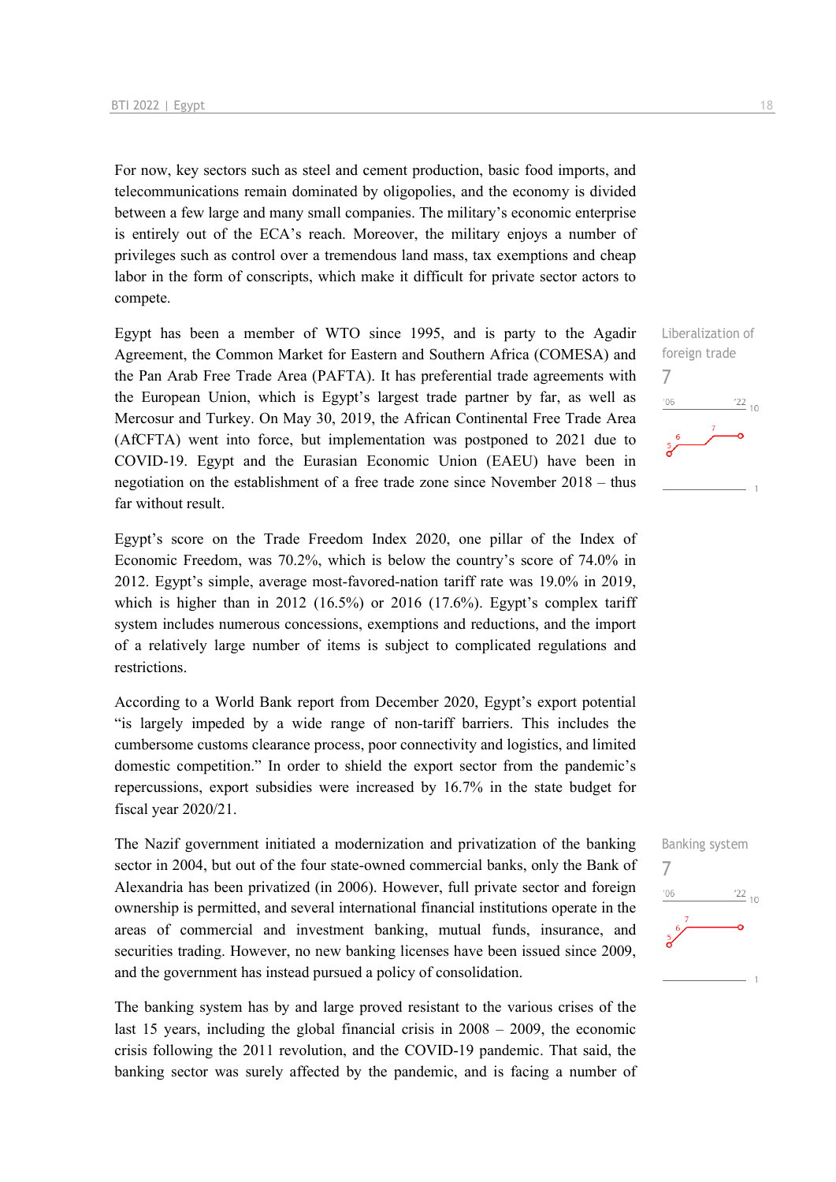For now, key sectors such as steel and cement production, basic food imports, and telecommunications remain dominated by oligopolies, and the economy is divided between a few large and many small companies. The military's economic enterprise is entirely out of the ECA's reach. Moreover, the military enjoys a number of privileges such as control over a tremendous land mass, tax exemptions and cheap labor in the form of conscripts, which make it difficult for private sector actors to compete.

Liberalization of foreign trade

7

Egypt has been a member of WTO since 1995, and is party to the Agadir Agreement, the Common Market for Eastern and Southern Africa (COMESA) and the Pan Arab Free Trade Area (PAFTA). It has preferential trade agreements with the European Union, which is Egypt's largest trade partner by far, as well as Mercosur and Turkey. On May 30, 2019, the African Continental Free Trade Area (AfCFTA) went into force, but implementation was postponed to 2021 due to COVID-19. Egypt and the Eurasian Economic Union (EAEU) have been in negotiation on the establishment of a free trade zone since November 2018 – thus far without result.

Egypt's score on the Trade Freedom Index 2020, one pillar of the Index of Economic Freedom, was 70.2%, which is below the country's score of 74.0% in 2012. Egypt's simple, average most-favored-nation tariff rate was 19.0% in 2019, which is higher than in 2012 (16.5%) or 2016 (17.6%). Egypt's complex tariff system includes numerous concessions, exemptions and reductions, and the import of a relatively large number of items is subject to complicated regulations and restrictions.

According to a World Bank report from December 2020, Egypt's export potential "is largely impeded by a wide range of non-tariff barriers. This includes the cumbersome customs clearance process, poor connectivity and logistics, and limited domestic competition." In order to shield the export sector from the pandemic's repercussions, export subsidies were increased by 16.7% in the state budget for fiscal year 2020/21.

Banking system

7

The Nazif government initiated a modernization and privatization of the banking sector in 2004, but out of the four state-owned commercial banks, only the Bank of Alexandria has been privatized (in 2006). However, full private sector and foreign ownership is permitted, and several international financial institutions operate in the areas of commercial and investment banking, mutual funds, insurance, and securities trading. However, no new banking licenses have been issued since 2009, and the government has instead pursued a policy of consolidation.

The banking system has by and large proved resistant to the various crises of the last 15 years, including the global financial crisis in 2008 – 2009, the economic crisis following the 2011 revolution, and the COVID-19 pandemic. That said, the banking sector was surely affected by the pandemic, and is facing a number of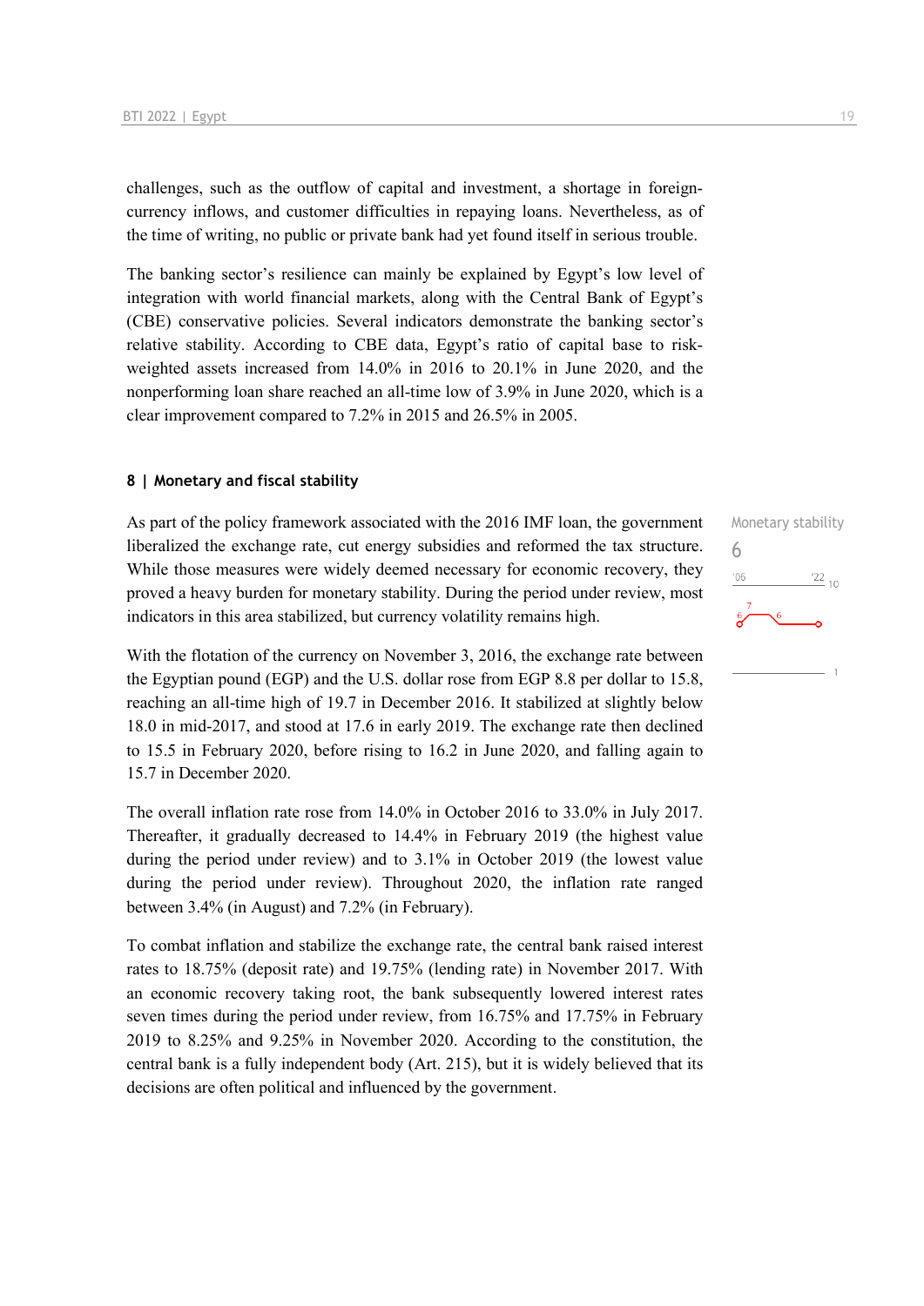challenges, such as the outflow of capital and investment, a shortage in foreign-currency inflows, and customer difficulties in repaying loans. Nevertheless, as of the time of writing, no public or private bank had yet found itself in serious trouble.

The banking sector's resilience can mainly be explained by Egypt's low level of integration with world financial markets, along with the Central Bank of Egypt's (CBE) conservative policies. Several indicators demonstrate the banking sector's relative stability. According to CBE data, Egypt's ratio of capital base to risk-weighted assets increased from 14.0% in 2016 to 20.1% in June 2020, and the nonperforming loan share reached an all-time low of 3.9% in June 2020, which is a clear improvement compared to 7.2% in 2015 and 26.5% in 2005.

#### 8 | Monetary and fiscal stability

Monetary stability
6

As part of the policy framework associated with the 2016 IMF loan, the government liberalized the exchange rate, cut energy subsidies and reformed the tax structure. While those measures were widely deemed necessary for economic recovery, they proved a heavy burden for monetary stability. During the period under review, most indicators in this area stabilized, but currency volatility remains high.

With the flotation of the currency on November 3, 2016, the exchange rate between the Egyptian pound (EGP) and the U.S. dollar rose from EGP 8.8 per dollar to 15.8, reaching an all-time high of 19.7 in December 2016. It stabilized at slightly below 18.0 in mid-2017, and stood at 17.6 in early 2019. The exchange rate then declined to 15.5 in February 2020, before rising to 16.2 in June 2020, and falling again to 15.7 in December 2020.

The overall inflation rate rose from 14.0% in October 2016 to 33.0% in July 2017. Thereafter, it gradually decreased to 14.4% in February 2019 (the highest value during the period under review) and to 3.1% in October 2019 (the lowest value during the period under review). Throughout 2020, the inflation rate ranged between 3.4% (in August) and 7.2% (in February).

To combat inflation and stabilize the exchange rate, the central bank raised interest rates to 18.75% (deposit rate) and 19.75% (lending rate) in November 2017. With an economic recovery taking root, the bank subsequently lowered interest rates seven times during the period under review, from 16.75% and 17.75% in February 2019 to 8.25% and 9.25% in November 2020. According to the constitution, the central bank is a fully independent body (Art. 215), but it is widely believed that its decisions are often political and influenced by the government.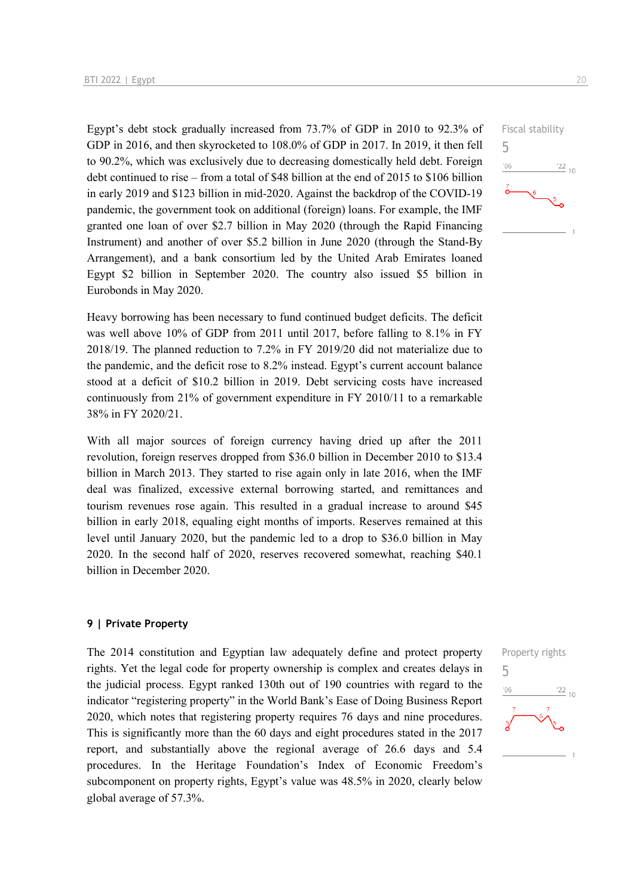Egypt's debt stock gradually increased from 73.7% of GDP in 2010 to 92.3% of GDP in 2016, and then skyrocketed to 108.0% of GDP in 2017. In 2019, it then fell to 90.2%, which was exclusively due to decreasing domestically held debt. Foreign debt continued to rise – from a total of $48 billion at the end of 2015 to $106 billion in early 2019 and $123 billion in mid-2020. Against the backdrop of the COVID-19 pandemic, the government took on additional (foreign) loans. For example, the IMF granted one loan of over $2.7 billion in May 2020 (through the Rapid Financing Instrument) and another of over $5.2 billion in June 2020 (through the Stand-By Arrangement), and a bank consortium led by the United Arab Emirates loaned Egypt $2 billion in September 2020. The country also issued $5 billion in Eurobonds in May 2020.

Fiscal stability
5

Heavy borrowing has been necessary to fund continued budget deficits. The deficit was well above 10% of GDP from 2011 until 2017, before falling to 8.1% in FY 2018/19. The planned reduction to 7.2% in FY 2019/20 did not materialize due to the pandemic, and the deficit rose to 8.2% instead. Egypt's current account balance stood at a deficit of $10.2 billion in 2019. Debt servicing costs have increased continuously from 21% of government expenditure in FY 2010/11 to a remarkable 38% in FY 2020/21.

With all major sources of foreign currency having dried up after the 2011 revolution, foreign reserves dropped from $36.0 billion in December 2010 to $13.4 billion in March 2013. They started to rise again only in late 2016, when the IMF deal was finalized, excessive external borrowing started, and remittances and tourism revenues rose again. This resulted in a gradual increase to around $45 billion in early 2018, equaling eight months of imports. Reserves remained at this level until January 2020, but the pandemic led to a drop to $36.0 billion in May 2020. In the second half of 2020, reserves recovered somewhat, reaching $40.1 billion in December 2020.

## 9 | Private Property

The 2014 constitution and Egyptian law adequately define and protect property rights. Yet the legal code for property ownership is complex and creates delays in the judicial process. Egypt ranked 130th out of 190 countries with regard to the indicator "registering property" in the World Bank's Ease of Doing Business Report 2020, which notes that registering property requires 76 days and nine procedures. This is significantly more than the 60 days and eight procedures stated in the 2017 report, and substantially above the regional average of 26.6 days and 5.4 procedures. In the Heritage Foundation's Index of Economic Freedom's subcomponent on property rights, Egypt's value was 48.5% in 2020, clearly below global average of 57.3%.

Property rights
5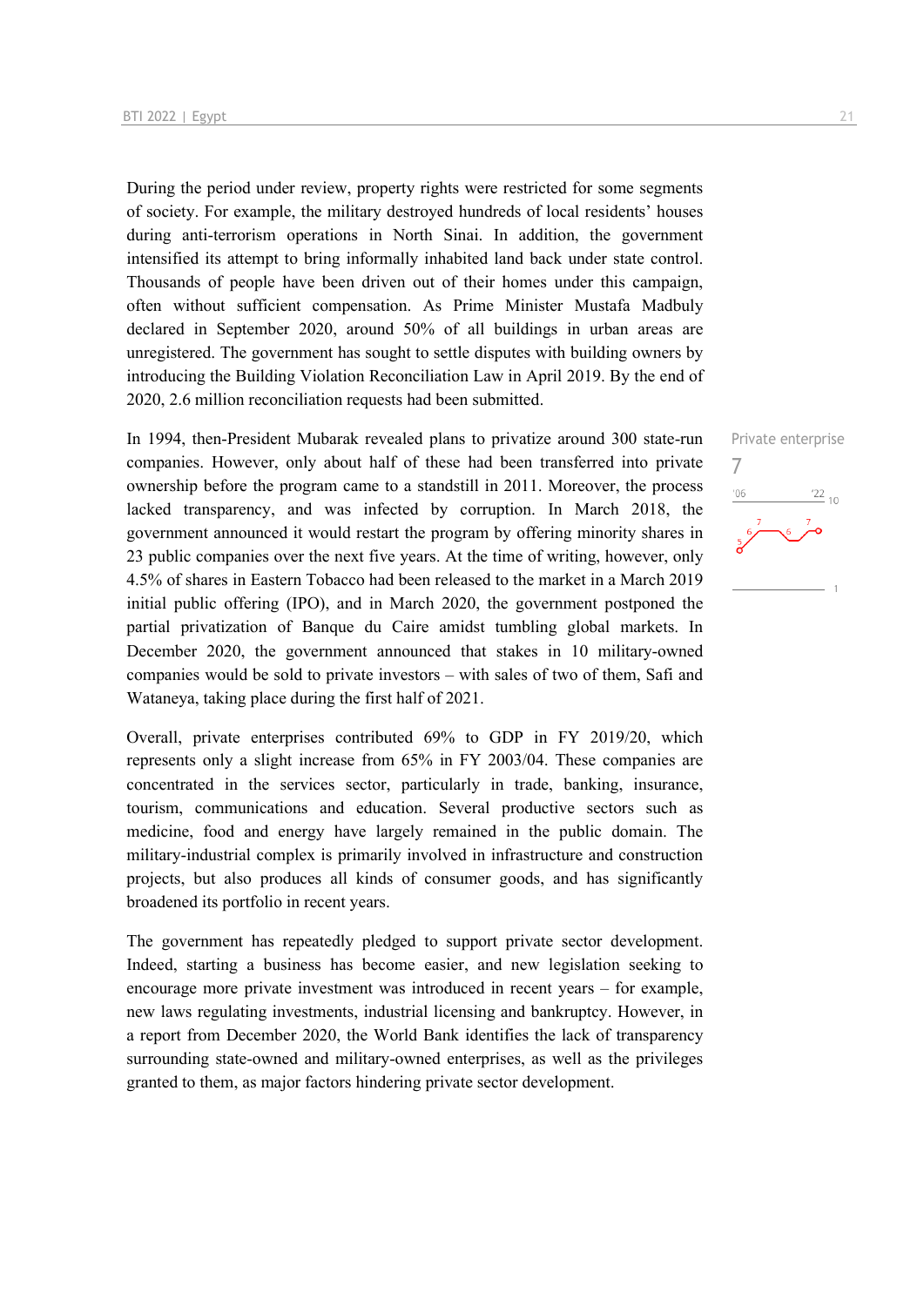During the period under review, property rights were restricted for some segments of society. For example, the military destroyed hundreds of local residents' houses during anti-terrorism operations in North Sinai. In addition, the government intensified its attempt to bring informally inhabited land back under state control. Thousands of people have been driven out of their homes under this campaign, often without sufficient compensation. As Prime Minister Mustafa Madbuly declared in September 2020, around 50% of all buildings in urban areas are unregistered. The government has sought to settle disputes with building owners by introducing the Building Violation Reconciliation Law in April 2019. By the end of 2020, 2.6 million reconciliation requests had been submitted.

Private enterprise

7

In 1994, then-President Mubarak revealed plans to privatize around 300 state-run companies. However, only about half of these had been transferred into private ownership before the program came to a standstill in 2011. Moreover, the process lacked transparency, and was infected by corruption. In March 2018, the government announced it would restart the program by offering minority shares in 23 public companies over the next five years. At the time of writing, however, only 4.5% of shares in Eastern Tobacco had been released to the market in a March 2019 initial public offering (IPO), and in March 2020, the government postponed the partial privatization of Banque du Caire amidst tumbling global markets. In December 2020, the government announced that stakes in 10 military-owned companies would be sold to private investors – with sales of two of them, Safi and Wataneya, taking place during the first half of 2021.

Overall, private enterprises contributed 69% to GDP in FY 2019/20, which represents only a slight increase from 65% in FY 2003/04. These companies are concentrated in the services sector, particularly in trade, banking, insurance, tourism, communications and education. Several productive sectors such as medicine, food and energy have largely remained in the public domain. The military-industrial complex is primarily involved in infrastructure and construction projects, but also produces all kinds of consumer goods, and has significantly broadened its portfolio in recent years.

The government has repeatedly pledged to support private sector development. Indeed, starting a business has become easier, and new legislation seeking to encourage more private investment was introduced in recent years – for example, new laws regulating investments, industrial licensing and bankruptcy. However, in a report from December 2020, the World Bank identifies the lack of transparency surrounding state-owned and military-owned enterprises, as well as the privileges granted to them, as major factors hindering private sector development.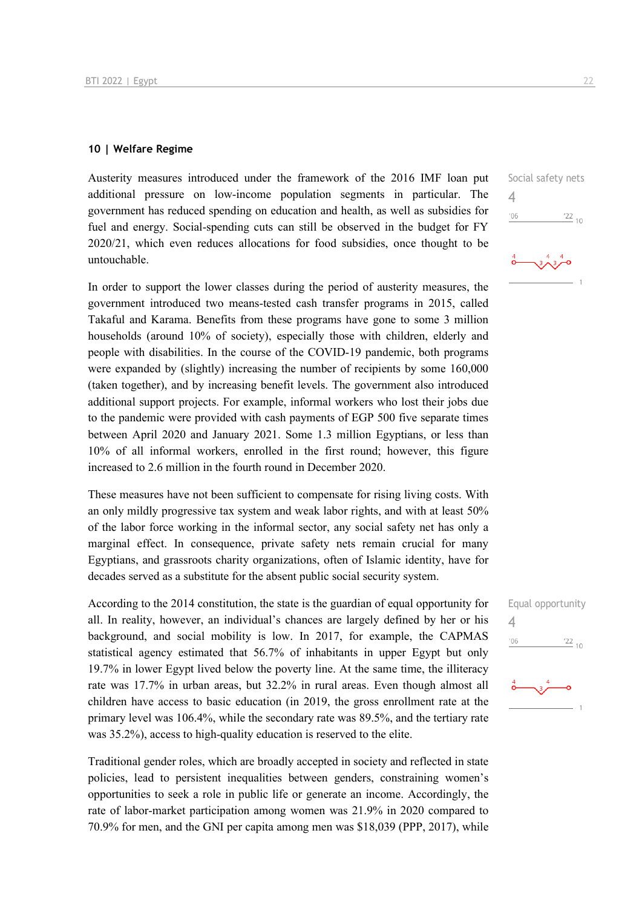## 10 | Welfare Regime

Social safety nets

4

Austerity measures introduced under the framework of the 2016 IMF loan put additional pressure on low-income population segments in particular. The government has reduced spending on education and health, as well as subsidies for fuel and energy. Social-spending cuts can still be observed in the budget for FY 2020/21, which even reduces allocations for food subsidies, once thought to be untouchable.

In order to support the lower classes during the period of austerity measures, the government introduced two means-tested cash transfer programs in 2015, called Takaful and Karama. Benefits from these programs have gone to some 3 million households (around 10% of society), especially those with children, elderly and people with disabilities. In the course of the COVID-19 pandemic, both programs were expanded by (slightly) increasing the number of recipients by some 160,000 (taken together), and by increasing benefit levels. The government also introduced additional support projects. For example, informal workers who lost their jobs due to the pandemic were provided with cash payments of EGP 500 five separate times between April 2020 and January 2021. Some 1.3 million Egyptians, or less than 10% of all informal workers, enrolled in the first round; however, this figure increased to 2.6 million in the fourth round in December 2020.

These measures have not been sufficient to compensate for rising living costs. With an only mildly progressive tax system and weak labor rights, and with at least 50% of the labor force working in the informal sector, any social safety net has only a marginal effect. In consequence, private safety nets remain crucial for many Egyptians, and grassroots charity organizations, often of Islamic identity, have for decades served as a substitute for the absent public social security system.

Equal opportunity

4

According to the 2014 constitution, the state is the guardian of equal opportunity for all. In reality, however, an individual's chances are largely defined by her or his background, and social mobility is low. In 2017, for example, the CAPMAS statistical agency estimated that 56.7% of inhabitants in upper Egypt but only 19.7% in lower Egypt lived below the poverty line. At the same time, the illiteracy rate was 17.7% in urban areas, but 32.2% in rural areas. Even though almost all children have access to basic education (in 2019, the gross enrollment rate at the primary level was 106.4%, while the secondary rate was 89.5%, and the tertiary rate was 35.2%), access to high-quality education is reserved to the elite.

Traditional gender roles, which are broadly accepted in society and reflected in state policies, lead to persistent inequalities between genders, constraining women's opportunities to seek a role in public life or generate an income. Accordingly, the rate of labor-market participation among women was 21.9% in 2020 compared to 70.9% for men, and the GNI per capita among men was $18,039 (PPP, 2017), while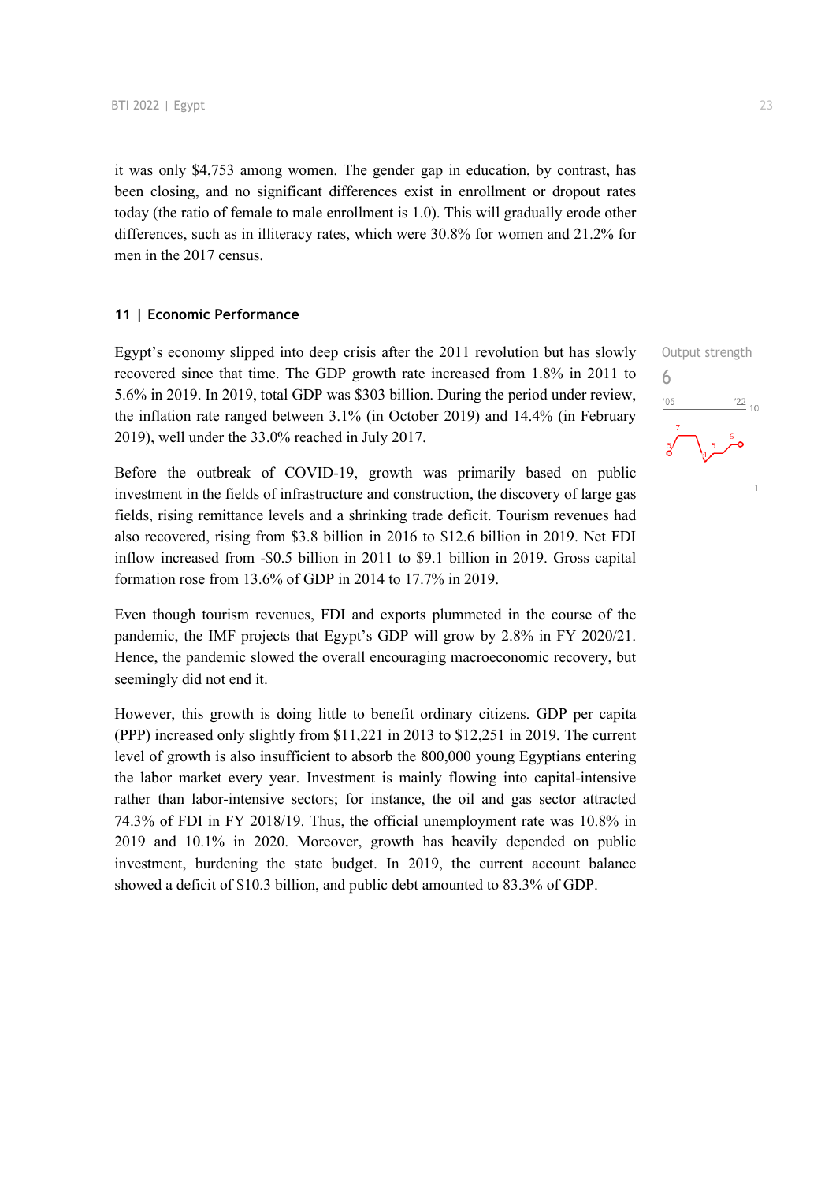it was only $4,753 among women. The gender gap in education, by contrast, has been closing, and no significant differences exist in enrollment or dropout rates today (the ratio of female to male enrollment is 1.0). This will gradually erode other differences, such as in illiteracy rates, which were 30.8% for women and 21.2% for men in the 2017 census.

## 11 | Economic Performance

Output strength

6

Egypt's economy slipped into deep crisis after the 2011 revolution but has slowly recovered since that time. The GDP growth rate increased from 1.8% in 2011 to 5.6% in 2019. In 2019, total GDP was $303 billion. During the period under review, the inflation rate ranged between 3.1% (in October 2019) and 14.4% (in February 2019), well under the 33.0% reached in July 2017.

Before the outbreak of COVID-19, growth was primarily based on public investment in the fields of infrastructure and construction, the discovery of large gas fields, rising remittance levels and a shrinking trade deficit. Tourism revenues had also recovered, rising from $3.8 billion in 2016 to $12.6 billion in 2019. Net FDI inflow increased from -$0.5 billion in 2011 to $9.1 billion in 2019. Gross capital formation rose from 13.6% of GDP in 2014 to 17.7% in 2019.

Even though tourism revenues, FDI and exports plummeted in the course of the pandemic, the IMF projects that Egypt's GDP will grow by 2.8% in FY 2020/21. Hence, the pandemic slowed the overall encouraging macroeconomic recovery, but seemingly did not end it.

However, this growth is doing little to benefit ordinary citizens. GDP per capita (PPP) increased only slightly from $11,221 in 2013 to $12,251 in 2019. The current level of growth is also insufficient to absorb the 800,000 young Egyptians entering the labor market every year. Investment is mainly flowing into capital-intensive rather than labor-intensive sectors; for instance, the oil and gas sector attracted 74.3% of FDI in FY 2018/19. Thus, the official unemployment rate was 10.8% in 2019 and 10.1% in 2020. Moreover, growth has heavily depended on public investment, burdening the state budget. In 2019, the current account balance showed a deficit of $10.3 billion, and public debt amounted to 83.3% of GDP.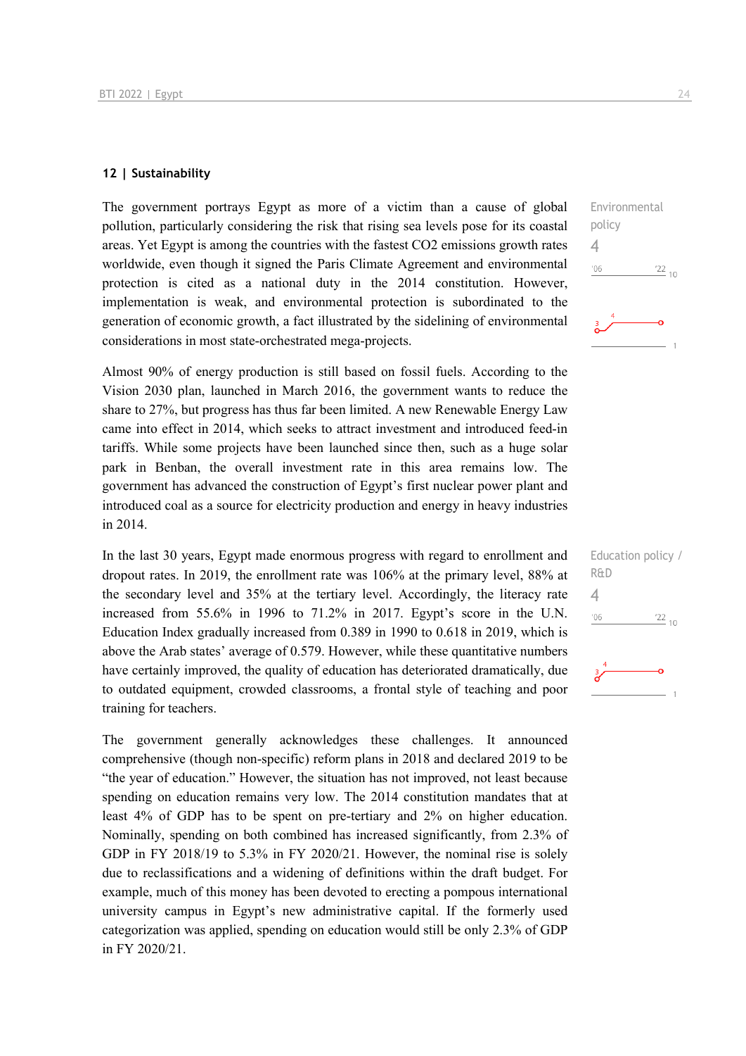## 12 | Sustainability

The government portrays Egypt as more of a victim than a cause of global pollution, particularly considering the risk that rising sea levels pose for its coastal areas. Yet Egypt is among the countries with the fastest $CO_2$ emissions growth rates worldwide, even though it signed the Paris Climate Agreement and environmental protection is cited as a national duty in the 2014 constitution. However, implementation is weak, and environmental protection is subordinated to the generation of economic growth, a fact illustrated by the sidelining of environmental considerations in most state-orchestrated mega-projects.

Environmental policy
4

Almost 90% of energy production is still based on fossil fuels. According to the Vision 2030 plan, launched in March 2016, the government wants to reduce the share to 27%, but progress has thus far been limited. A new Renewable Energy Law came into effect in 2014, which seeks to attract investment and introduced feed-in tariffs. While some projects have been launched since then, such as a huge solar park in Benban, the overall investment rate in this area remains low. The government has advanced the construction of Egypt's first nuclear power plant and introduced coal as a source for electricity production and energy in heavy industries in 2014.

In the last 30 years, Egypt made enormous progress with regard to enrollment and dropout rates. In 2019, the enrollment rate was 106% at the primary level, 88% at the secondary level and 35% at the tertiary level. Accordingly, the literacy rate increased from 55.6% in 1996 to 71.2% in 2017. Egypt's score in the U.N. Education Index gradually increased from 0.389 in 1990 to 0.618 in 2019, which is above the Arab states' average of 0.579. However, while these quantitative numbers have certainly improved, the quality of education has deteriorated dramatically, due to outdated equipment, crowded classrooms, a frontal style of teaching and poor training for teachers.

Education policy / R&D
4

The government generally acknowledges these challenges. It announced comprehensive (though non-specific) reform plans in 2018 and declared 2019 to be "the year of education." However, the situation has not improved, not least because spending on education remains very low. The 2014 constitution mandates that at least 4% of GDP has to be spent on pre-tertiary and 2% on higher education. Nominally, spending on both combined has increased significantly, from 2.3% of GDP in FY 2018/19 to 5.3% in FY 2020/21. However, the nominal rise is solely due to reclassifications and a widening of definitions within the draft budget. For example, much of this money has been devoted to erecting a pompous international university campus in Egypt's new administrative capital. If the formerly used categorization was applied, spending on education would still be only 2.3% of GDP in FY 2020/21.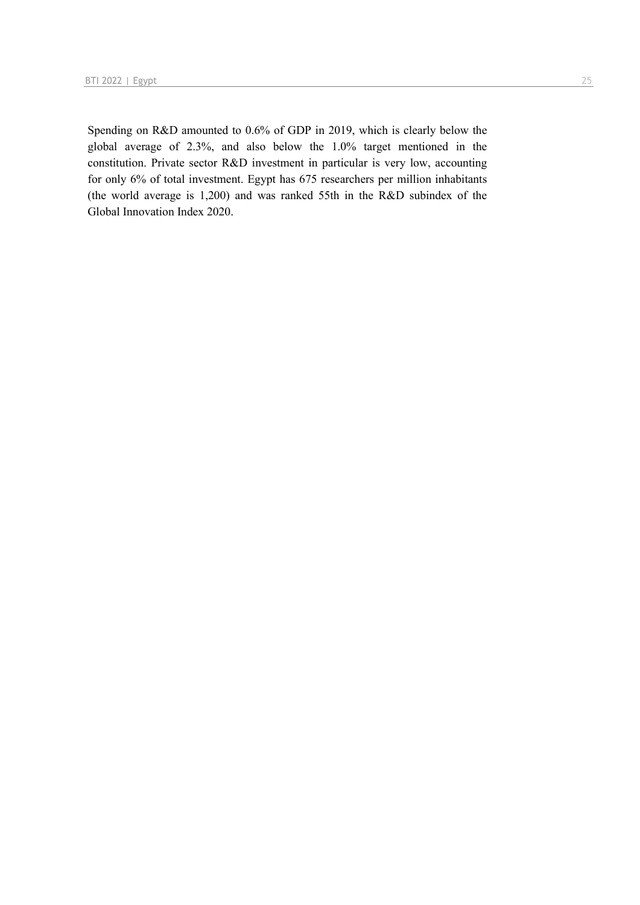Spending on R&D amounted to 0.6% of GDP in 2019, which is clearly below the global average of 2.3%, and also below the 1.0% target mentioned in the constitution. Private sector R&D investment in particular is very low, accounting for only 6% of total investment. Egypt has 675 researchers per million inhabitants (the world average is 1,200) and was ranked 55th in the R&D subindex of the Global Innovation Index 2020.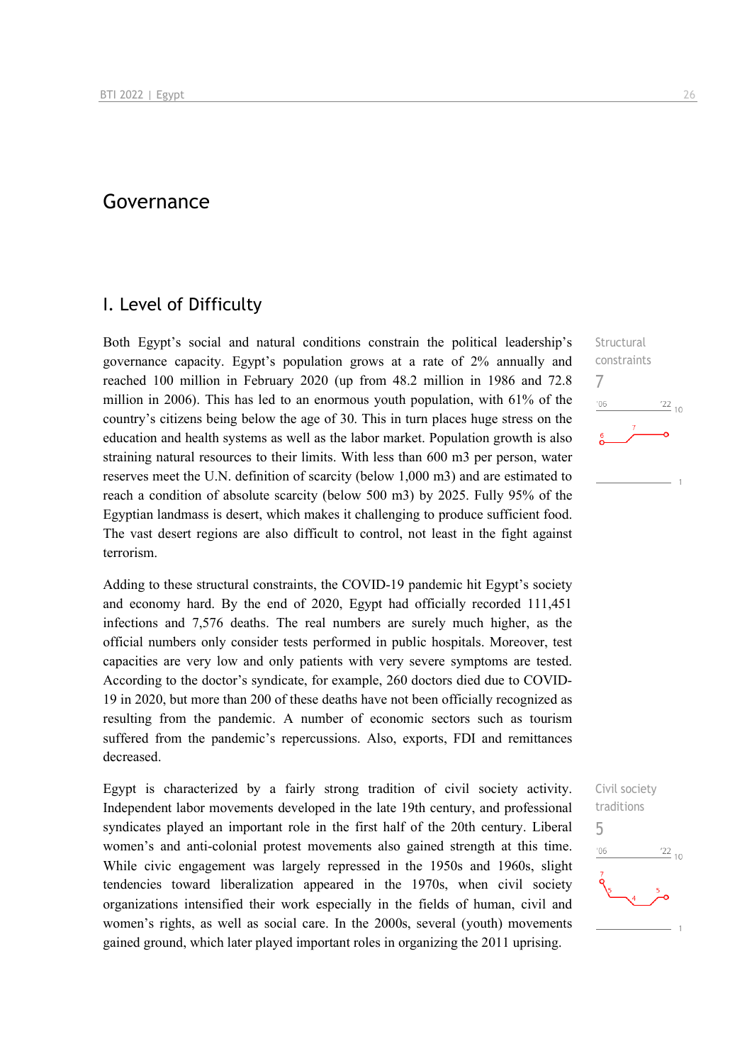# Governance

## I. Level of Difficulty

Both Egypt's social and natural conditions constrain the political leadership's governance capacity. Egypt's population grows at a rate of 2% annually and reached 100 million in February 2020 (up from 48.2 million in 1986 and 72.8 million in 2006). This has led to an enormous youth population, with 61% of the country's citizens being below the age of 30. This in turn places huge stress on the education and health systems as well as the labor market. Population growth is also straining natural resources to their limits. With less than 600 m3 per person, water reserves meet the U.N. definition of scarcity (below 1,000 m3) and are estimated to reach a condition of absolute scarcity (below 500 m3) by 2025. Fully 95% of the Egyptian landmass is desert, which makes it challenging to produce sufficient food. The vast desert regions are also difficult to control, not least in the fight against terrorism.

Structural constraints
7

Adding to these structural constraints, the COVID-19 pandemic hit Egypt's society and economy hard. By the end of 2020, Egypt had officially recorded 111,451 infections and 7,576 deaths. The real numbers are surely much higher, as the official numbers only consider tests performed in public hospitals. Moreover, test capacities are very low and only patients with very severe symptoms are tested. According to the doctor's syndicate, for example, 260 doctors died due to COVID-19 in 2020, but more than 200 of these deaths have not been officially recognized as resulting from the pandemic. A number of economic sectors such as tourism suffered from the pandemic's repercussions. Also, exports, FDI and remittances decreased.

Egypt is characterized by a fairly strong tradition of civil society activity. Independent labor movements developed in the late 19th century, and professional syndicates played an important role in the first half of the 20th century. Liberal women's and anti-colonial protest movements also gained strength at this time. While civic engagement was largely repressed in the 1950s and 1960s, slight tendencies toward liberalization appeared in the 1970s, when civil society organizations intensified their work especially in the fields of human, civil and women's rights, as well as social care. In the 2000s, several (youth) movements gained ground, which later played important roles in organizing the 2011 uprising.

Civil society traditions
5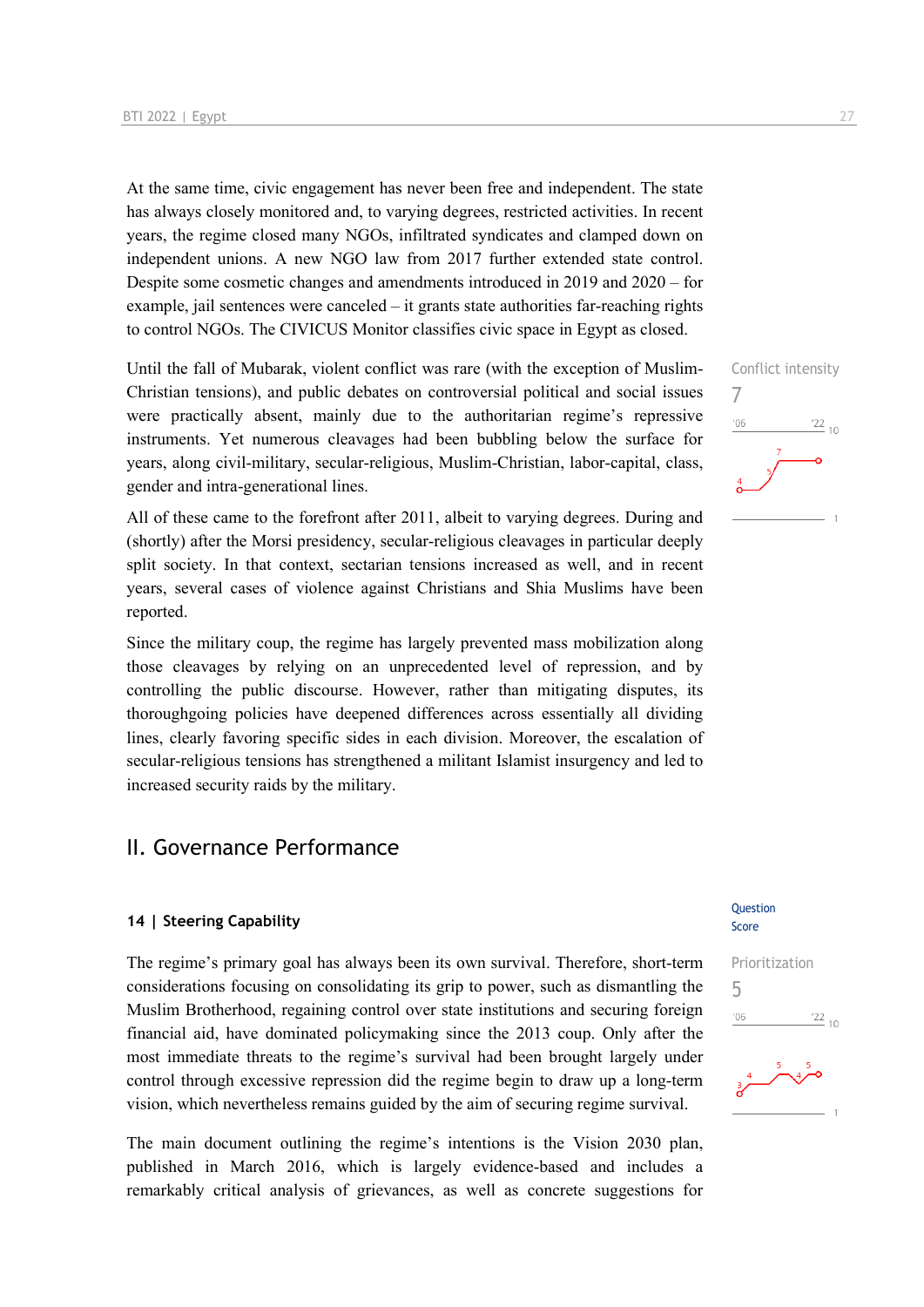At the same time, civic engagement has never been free and independent. The state has always closely monitored and, to varying degrees, restricted activities. In recent years, the regime closed many NGOs, infiltrated syndicates and clamped down on independent unions. A new NGO law from 2017 further extended state control. Despite some cosmetic changes and amendments introduced in 2019 and 2020 – for example, jail sentences were canceled – it grants state authorities far-reaching rights to control NGOs. The CIVICUS Monitor classifies civic space in Egypt as closed.

Conflict intensity
7

Until the fall of Mubarak, violent conflict was rare (with the exception of Muslim-Christian tensions), and public debates on controversial political and social issues were practically absent, mainly due to the authoritarian regime's repressive instruments. Yet numerous cleavages had been bubbling below the surface for years, along civil-military, secular-religious, Muslim-Christian, labor-capital, class, gender and intra-generational lines.

All of these came to the forefront after 2011, albeit to varying degrees. During and (shortly) after the Morsi presidency, secular-religious cleavages in particular deeply split society. In that context, sectarian tensions increased as well, and in recent years, several cases of violence against Christians and Shia Muslims have been reported.

Since the military coup, the regime has largely prevented mass mobilization along those cleavages by relying on an unprecedented level of repression, and by controlling the public discourse. However, rather than mitigating disputes, its thoroughgoing policies have deepened differences across essentially all dividing lines, clearly favoring specific sides in each division. Moreover, the escalation of secular-religious tensions has strengthened a militant Islamist insurgency and led to increased security raids by the military.

## II. Governance Performance

### 14 | Steering Capability

Question Score

Prioritization
5

The regime's primary goal has always been its own survival. Therefore, short-term considerations focusing on consolidating its grip to power, such as dismantling the Muslim Brotherhood, regaining control over state institutions and securing foreign financial aid, have dominated policymaking since the 2013 coup. Only after the most immediate threats to the regime's survival had been brought largely under control through excessive repression did the regime begin to draw up a long-term vision, which nevertheless remains guided by the aim of securing regime survival.

The main document outlining the regime's intentions is the Vision 2030 plan, published in March 2016, which is largely evidence-based and includes a remarkably critical analysis of grievances, as well as concrete suggestions for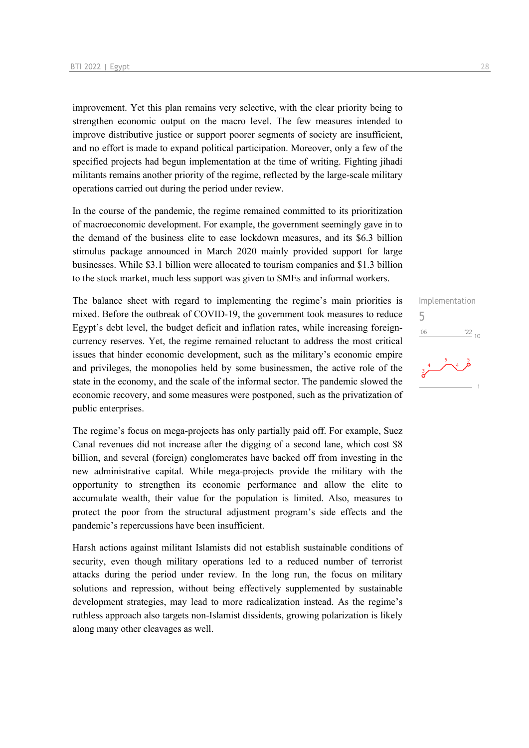improvement. Yet this plan remains very selective, with the clear priority being to strengthen economic output on the macro level. The few measures intended to improve distributive justice or support poorer segments of society are insufficient, and no effort is made to expand political participation. Moreover, only a few of the specified projects had begun implementation at the time of writing. Fighting jihadi militants remains another priority of the regime, reflected by the large-scale military operations carried out during the period under review.

In the course of the pandemic, the regime remained committed to its prioritization of macroeconomic development. For example, the government seemingly gave in to the demand of the business elite to ease lockdown measures, and its $6.3 billion stimulus package announced in March 2020 mainly provided support for large businesses. While $3.1 billion were allocated to tourism companies and $1.3 billion to the stock market, much less support was given to SMEs and informal workers.

Implementation
5

The balance sheet with regard to implementing the regime's main priorities is mixed. Before the outbreak of COVID-19, the government took measures to reduce Egypt's debt level, the budget deficit and inflation rates, while increasing foreign-currency reserves. Yet, the regime remained reluctant to address the most critical issues that hinder economic development, such as the military's economic empire and privileges, the monopolies held by some businessmen, the active role of the state in the economy, and the scale of the informal sector. The pandemic slowed the economic recovery, and some measures were postponed, such as the privatization of public enterprises.

The regime's focus on mega-projects has only partially paid off. For example, Suez Canal revenues did not increase after the digging of a second lane, which cost $8 billion, and several (foreign) conglomerates have backed off from investing in the new administrative capital. While mega-projects provide the military with the opportunity to strengthen its economic performance and allow the elite to accumulate wealth, their value for the population is limited. Also, measures to protect the poor from the structural adjustment program's side effects and the pandemic's repercussions have been insufficient.

Harsh actions against militant Islamists did not establish sustainable conditions of security, even though military operations led to a reduced number of terrorist attacks during the period under review. In the long run, the focus on military solutions and repression, without being effectively supplemented by sustainable development strategies, may lead to more radicalization instead. As the regime's ruthless approach also targets non-Islamist dissidents, growing polarization is likely along many other cleavages as well.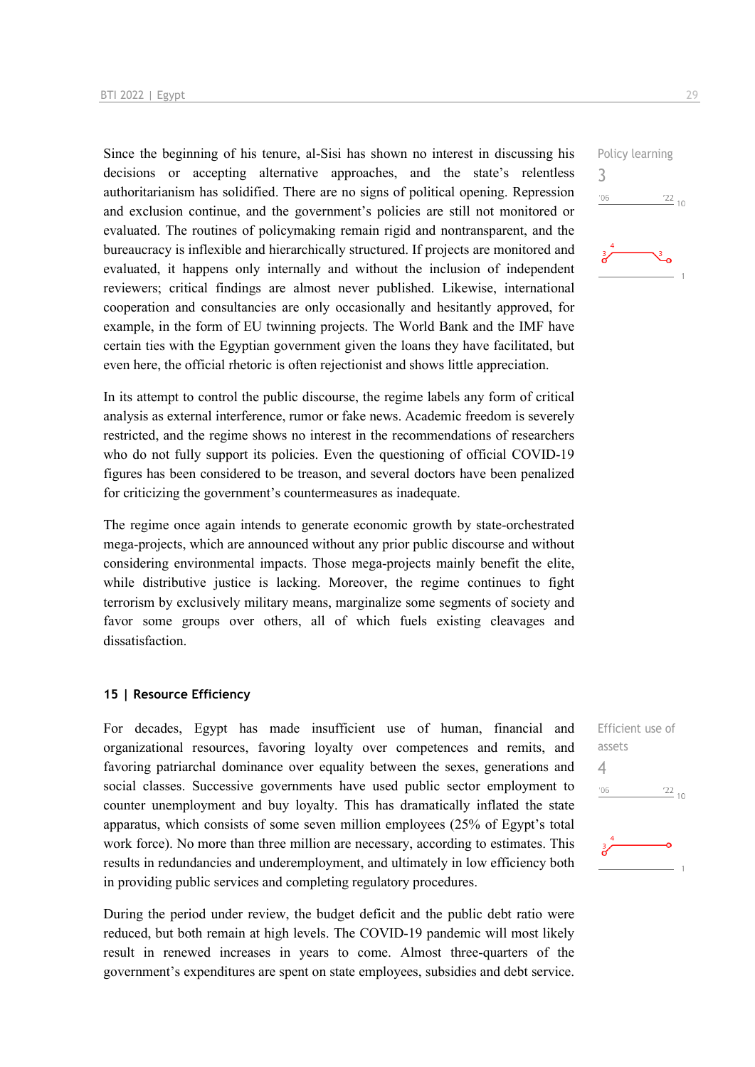Since the beginning of his tenure, al-Sisi has shown no interest in discussing his decisions or accepting alternative approaches, and the state's relentless authoritarianism has solidified. There are no signs of political opening. Repression and exclusion continue, and the government's policies are still not monitored or evaluated. The routines of policymaking remain rigid and nontransparent, and the bureaucracy is inflexible and hierarchically structured. If projects are monitored and evaluated, it happens only internally and without the inclusion of independent reviewers; critical findings are almost never published. Likewise, international cooperation and consultancies are only occasionally and hesitantly approved, for example, in the form of EU twinning projects. The World Bank and the IMF have certain ties with the Egyptian government given the loans they have facilitated, but even here, the official rhetoric is often rejectionist and shows little appreciation.

Policy learning
3

In its attempt to control the public discourse, the regime labels any form of critical analysis as external interference, rumor or fake news. Academic freedom is severely restricted, and the regime shows no interest in the recommendations of researchers who do not fully support its policies. Even the questioning of official COVID-19 figures has been considered to be treason, and several doctors have been penalized for criticizing the government's countermeasures as inadequate.

The regime once again intends to generate economic growth by state-orchestrated mega-projects, which are announced without any prior public discourse and without considering environmental impacts. Those mega-projects mainly benefit the elite, while distributive justice is lacking. Moreover, the regime continues to fight terrorism by exclusively military means, marginalize some segments of society and favor some groups over others, all of which fuels existing cleavages and dissatisfaction.

## 15 | Resource Efficiency

For decades, Egypt has made insufficient use of human, financial and organizational resources, favoring loyalty over competences and remits, and favoring patriarchal dominance over equality between the sexes, generations and social classes. Successive governments have used public sector employment to counter unemployment and buy loyalty. This has dramatically inflated the state apparatus, which consists of some seven million employees (25% of Egypt's total work force). No more than three million are necessary, according to estimates. This results in redundancies and underemployment, and ultimately in low efficiency both in providing public services and completing regulatory procedures.

Efficient use of assets
4

During the period under review, the budget deficit and the public debt ratio were reduced, but both remain at high levels. The COVID-19 pandemic will most likely result in renewed increases in years to come. Almost three-quarters of the government's expenditures are spent on state employees, subsidies and debt service.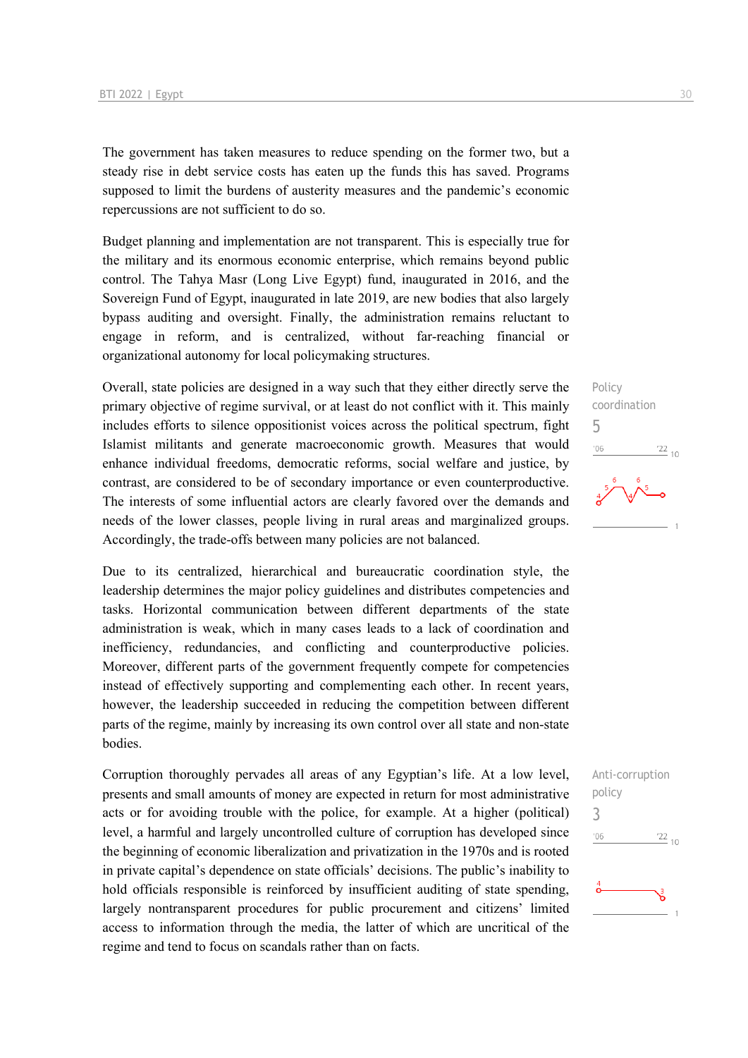The government has taken measures to reduce spending on the former two, but a steady rise in debt service costs has eaten up the funds this has saved. Programs supposed to limit the burdens of austerity measures and the pandemic's economic repercussions are not sufficient to do so.

Budget planning and implementation are not transparent. This is especially true for the military and its enormous economic enterprise, which remains beyond public control. The Tahya Masr (Long Live Egypt) fund, inaugurated in 2016, and the Sovereign Fund of Egypt, inaugurated in late 2019, are new bodies that also largely bypass auditing and oversight. Finally, the administration remains reluctant to engage in reform, and is centralized, without far-reaching financial or organizational autonomy for local policymaking structures.

Policy coordination
5

Overall, state policies are designed in a way such that they either directly serve the primary objective of regime survival, or at least do not conflict with it. This mainly includes efforts to silence oppositionist voices across the political spectrum, fight Islamist militants and generate macroeconomic growth. Measures that would enhance individual freedoms, democratic reforms, social welfare and justice, by contrast, are considered to be of secondary importance or even counterproductive. The interests of some influential actors are clearly favored over the demands and needs of the lower classes, people living in rural areas and marginalized groups. Accordingly, the trade-offs between many policies are not balanced.

Due to its centralized, hierarchical and bureaucratic coordination style, the leadership determines the major policy guidelines and distributes competencies and tasks. Horizontal communication between different departments of the state administration is weak, which in many cases leads to a lack of coordination and inefficiency, redundancies, and conflicting and counterproductive policies. Moreover, different parts of the government frequently compete for competencies instead of effectively supporting and complementing each other. In recent years, however, the leadership succeeded in reducing the competition between different parts of the regime, mainly by increasing its own control over all state and non-state bodies.

Anti-corruption policy
3

Corruption thoroughly pervades all areas of any Egyptian's life. At a low level, presents and small amounts of money are expected in return for most administrative acts or for avoiding trouble with the police, for example. At a higher (political) level, a harmful and largely uncontrolled culture of corruption has developed since the beginning of economic liberalization and privatization in the 1970s and is rooted in private capital's dependence on state officials' decisions. The public's inability to hold officials responsible is reinforced by insufficient auditing of state spending, largely nontransparent procedures for public procurement and citizens' limited access to information through the media, the latter of which are uncritical of the regime and tend to focus on scandals rather than on facts.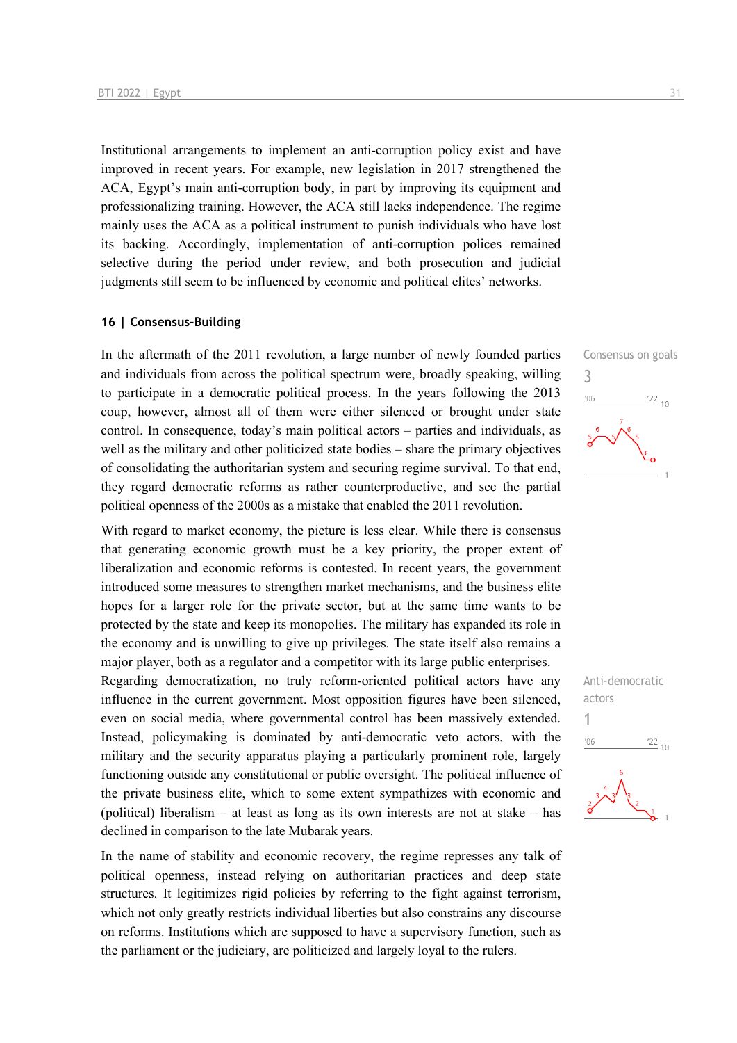Institutional arrangements to implement an anti-corruption policy exist and have improved in recent years. For example, new legislation in 2017 strengthened the ACA, Egypt's main anti-corruption body, in part by improving its equipment and professionalizing training. However, the ACA still lacks independence. The regime mainly uses the ACA as a political instrument to punish individuals who have lost its backing. Accordingly, implementation of anti-corruption polices remained selective during the period under review, and both prosecution and judicial judgments still seem to be influenced by economic and political elites' networks.

## 16 | Consensus-Building

Consensus on goals

3

In the aftermath of the 2011 revolution, a large number of newly founded parties and individuals from across the political spectrum were, broadly speaking, willing to participate in a democratic political process. In the years following the 2013 coup, however, almost all of them were either silenced or brought under state control. In consequence, today's main political actors – parties and individuals, as well as the military and other politicized state bodies – share the primary objectives of consolidating the authoritarian system and securing regime survival. To that end, they regard democratic reforms as rather counterproductive, and see the partial political openness of the 2000s as a mistake that enabled the 2011 revolution.

With regard to market economy, the picture is less clear. While there is consensus that generating economic growth must be a key priority, the proper extent of liberalization and economic reforms is contested. In recent years, the government introduced some measures to strengthen market mechanisms, and the business elite hopes for a larger role for the private sector, but at the same time wants to be protected by the state and keep its monopolies. The military has expanded its role in the economy and is unwilling to give up privileges. The state itself also remains a major player, both as a regulator and a competitor with its large public enterprises.

Anti-democratic actors

1

Regarding democratization, no truly reform-oriented political actors have any influence in the current government. Most opposition figures have been silenced, even on social media, where governmental control has been massively extended. Instead, policymaking is dominated by anti-democratic veto actors, with the military and the security apparatus playing a particularly prominent role, largely functioning outside any constitutional or public oversight. The political influence of the private business elite, which to some extent sympathizes with economic and (political) liberalism – at least as long as its own interests are not at stake – has declined in comparison to the late Mubarak years.

In the name of stability and economic recovery, the regime represses any talk of political openness, instead relying on authoritarian practices and deep state structures. It legitimizes rigid policies by referring to the fight against terrorism, which not only greatly restricts individual liberties but also constrains any discourse on reforms. Institutions which are supposed to have a supervisory function, such as the parliament or the judiciary, are politicized and largely loyal to the rulers.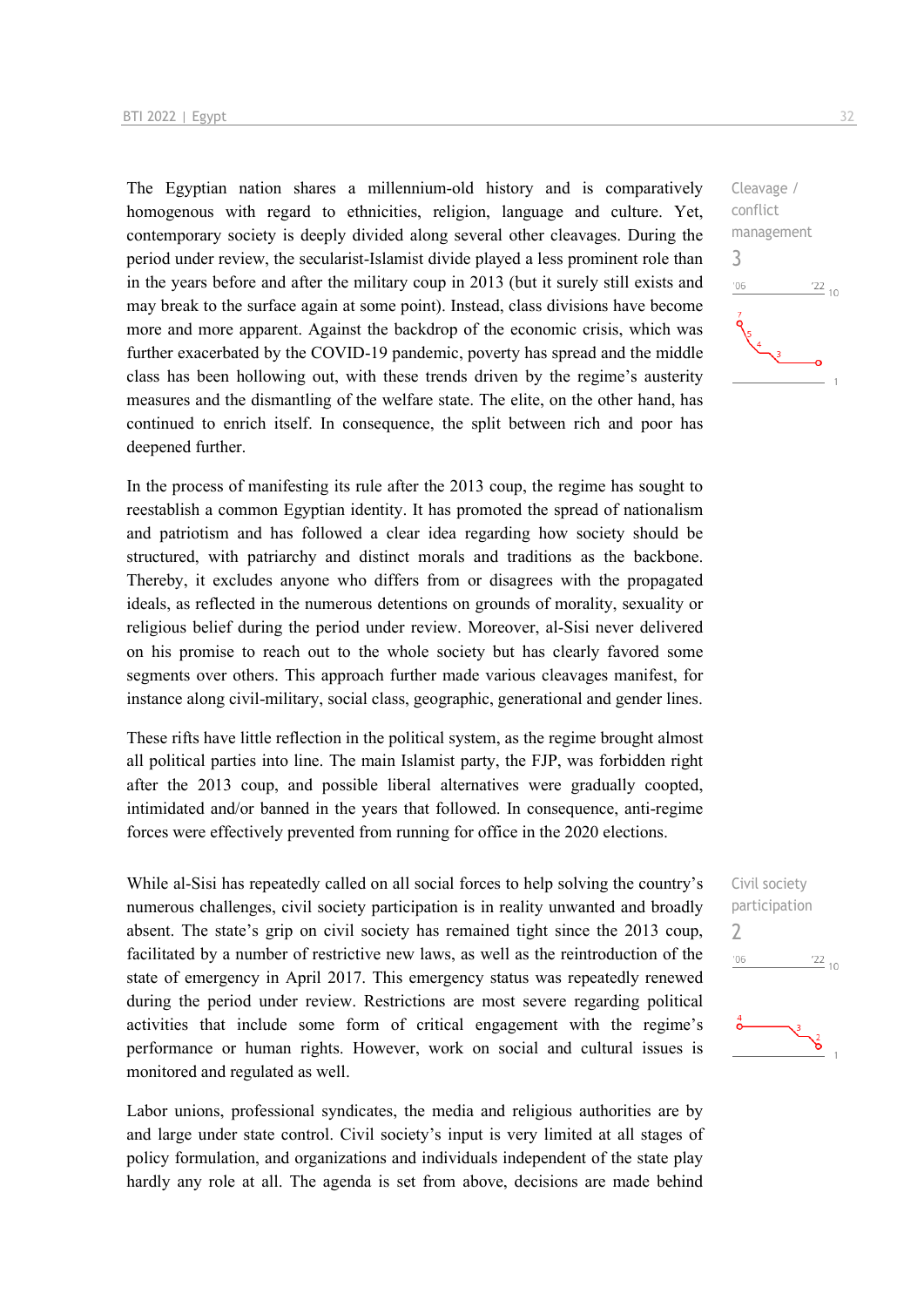The Egyptian nation shares a millennium-old history and is comparatively homogenous with regard to ethnicities, religion, language and culture. Yet, contemporary society is deeply divided along several other cleavages. During the period under review, the secularist-Islamist divide played a less prominent role than in the years before and after the military coup in 2013 (but it surely still exists and may break to the surface again at some point). Instead, class divisions have become more and more apparent. Against the backdrop of the economic crisis, which was further exacerbated by the COVID-19 pandemic, poverty has spread and the middle class has been hollowing out, with these trends driven by the regime's austerity measures and the dismantling of the welfare state. The elite, on the other hand, has continued to enrich itself. In consequence, the split between rich and poor has deepened further.

Cleavage / conflict management
3

In the process of manifesting its rule after the 2013 coup, the regime has sought to reestablish a common Egyptian identity. It has promoted the spread of nationalism and patriotism and has followed a clear idea regarding how society should be structured, with patriarchy and distinct morals and traditions as the backbone. Thereby, it excludes anyone who differs from or disagrees with the propagated ideals, as reflected in the numerous detentions on grounds of morality, sexuality or religious belief during the period under review. Moreover, al-Sisi never delivered on his promise to reach out to the whole society but has clearly favored some segments over others. This approach further made various cleavages manifest, for instance along civil-military, social class, geographic, generational and gender lines.

These rifts have little reflection in the political system, as the regime brought almost all political parties into line. The main Islamist party, the FJP, was forbidden right after the 2013 coup, and possible liberal alternatives were gradually coopted, intimidated and/or banned in the years that followed. In consequence, anti-regime forces were effectively prevented from running for office in the 2020 elections.

While al-Sisi has repeatedly called on all social forces to help solving the country's numerous challenges, civil society participation is in reality unwanted and broadly absent. The state's grip on civil society has remained tight since the 2013 coup, facilitated by a number of restrictive new laws, as well as the reintroduction of the state of emergency in April 2017. This emergency status was repeatedly renewed during the period under review. Restrictions are most severe regarding political activities that include some form of critical engagement with the regime's performance or human rights. However, work on social and cultural issues is monitored and regulated as well.

Civil society participation
2

Labor unions, professional syndicates, the media and religious authorities are by and large under state control. Civil society's input is very limited at all stages of policy formulation, and organizations and individuals independent of the state play hardly any role at all. The agenda is set from above, decisions are made behind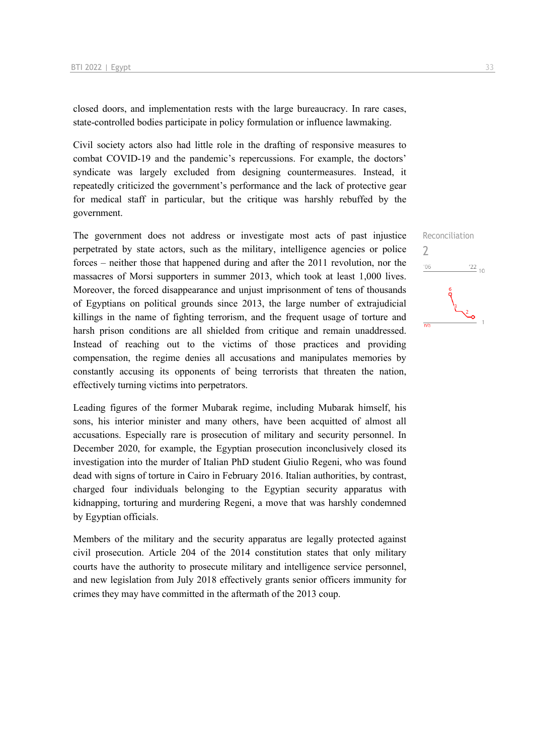closed doors, and implementation rests with the large bureaucracy. In rare cases, state-controlled bodies participate in policy formulation or influence lawmaking.

Civil society actors also had little role in the drafting of responsive measures to combat COVID-19 and the pandemic's repercussions. For example, the doctors' syndicate was largely excluded from designing countermeasures. Instead, it repeatedly criticized the government's performance and the lack of protective gear for medical staff in particular, but the critique was harshly rebuffed by the government.

Reconciliation
2

The government does not address or investigate most acts of past injustice perpetrated by state actors, such as the military, intelligence agencies or police forces – neither those that happened during and after the 2011 revolution, nor the massacres of Morsi supporters in summer 2013, which took at least 1,000 lives. Moreover, the forced disappearance and unjust imprisonment of tens of thousands of Egyptians on political grounds since 2013, the large number of extrajudicial killings in the name of fighting terrorism, and the frequent usage of torture and harsh prison conditions are all shielded from critique and remain unaddressed. Instead of reaching out to the victims of those practices and providing compensation, the regime denies all accusations and manipulates memories by constantly accusing its opponents of being terrorists that threaten the nation, effectively turning victims into perpetrators.

Leading figures of the former Mubarak regime, including Mubarak himself, his sons, his interior minister and many others, have been acquitted of almost all accusations. Especially rare is prosecution of military and security personnel. In December 2020, for example, the Egyptian prosecution inconclusively closed its investigation into the murder of Italian PhD student Giulio Regeni, who was found dead with signs of torture in Cairo in February 2016. Italian authorities, by contrast, charged four individuals belonging to the Egyptian security apparatus with kidnapping, torturing and murdering Regeni, a move that was harshly condemned by Egyptian officials.

Members of the military and the security apparatus are legally protected against civil prosecution. Article 204 of the 2014 constitution states that only military courts have the authority to prosecute military and intelligence service personnel, and new legislation from July 2018 effectively grants senior officers immunity for crimes they may have committed in the aftermath of the 2013 coup.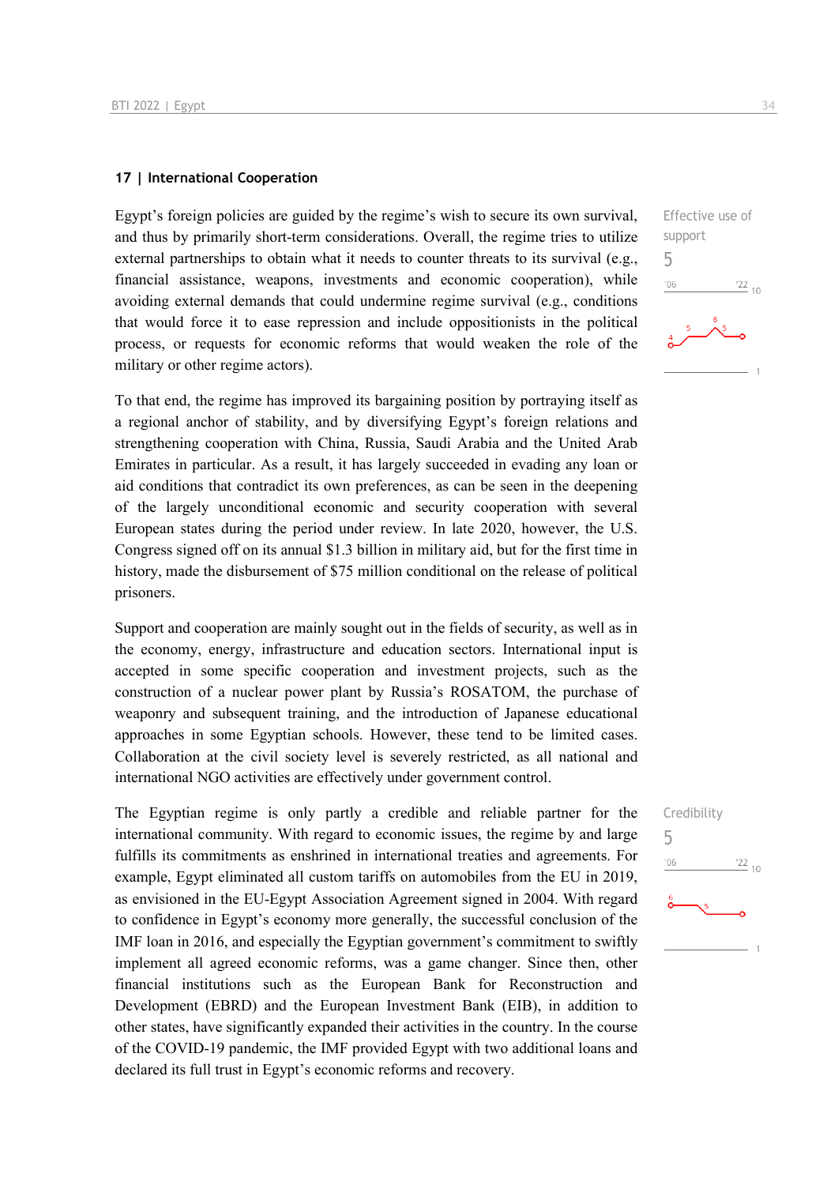## 17 | International Cooperation

Effective use of support

5

Egypt's foreign policies are guided by the regime's wish to secure its own survival, and thus by primarily short-term considerations. Overall, the regime tries to utilize external partnerships to obtain what it needs to counter threats to its survival (e.g., financial assistance, weapons, investments and economic cooperation), while avoiding external demands that could undermine regime survival (e.g., conditions that would force it to ease repression and include oppositionists in the political process, or requests for economic reforms that would weaken the role of the military or other regime actors).

To that end, the regime has improved its bargaining position by portraying itself as a regional anchor of stability, and by diversifying Egypt's foreign relations and strengthening cooperation with China, Russia, Saudi Arabia and the United Arab Emirates in particular. As a result, it has largely succeeded in evading any loan or aid conditions that contradict its own preferences, as can be seen in the deepening of the largely unconditional economic and security cooperation with several European states during the period under review. In late 2020, however, the U.S. Congress signed off on its annual $1.3 billion in military aid, but for the first time in history, made the disbursement of $75 million conditional on the release of political prisoners.

Support and cooperation are mainly sought out in the fields of security, as well as in the economy, energy, infrastructure and education sectors. International input is accepted in some specific cooperation and investment projects, such as the construction of a nuclear power plant by Russia's ROSATOM, the purchase of weaponry and subsequent training, and the introduction of Japanese educational approaches in some Egyptian schools. However, these tend to be limited cases. Collaboration at the civil society level is severely restricted, as all national and international NGO activities are effectively under government control.

Credibility

5

The Egyptian regime is only partly a credible and reliable partner for the international community. With regard to economic issues, the regime by and large fulfills its commitments as enshrined in international treaties and agreements. For example, Egypt eliminated all custom tariffs on automobiles from the EU in 2019, as envisioned in the EU-Egypt Association Agreement signed in 2004. With regard to confidence in Egypt's economy more generally, the successful conclusion of the IMF loan in 2016, and especially the Egyptian government's commitment to swiftly implement all agreed economic reforms, was a game changer. Since then, other financial institutions such as the European Bank for Reconstruction and Development (EBRD) and the European Investment Bank (EIB), in addition to other states, have significantly expanded their activities in the country. In the course of the COVID-19 pandemic, the IMF provided Egypt with two additional loans and declared its full trust in Egypt's economic reforms and recovery.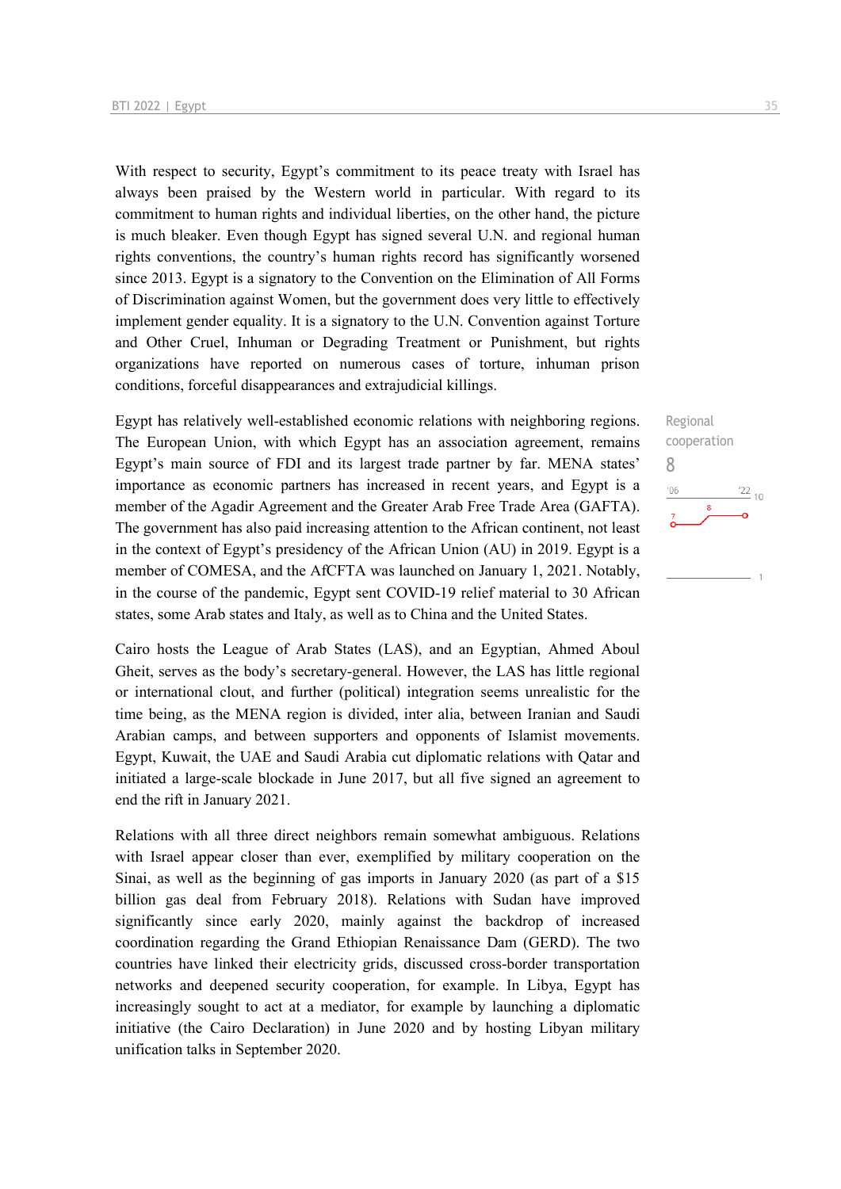With respect to security, Egypt's commitment to its peace treaty with Israel has always been praised by the Western world in particular. With regard to its commitment to human rights and individual liberties, on the other hand, the picture is much bleaker. Even though Egypt has signed several U.N. and regional human rights conventions, the country's human rights record has significantly worsened since 2013. Egypt is a signatory to the Convention on the Elimination of All Forms of Discrimination against Women, but the government does very little to effectively implement gender equality. It is a signatory to the U.N. Convention against Torture and Other Cruel, Inhuman or Degrading Treatment or Punishment, but rights organizations have reported on numerous cases of torture, inhuman prison conditions, forceful disappearances and extrajudicial killings.

Regional cooperation
8

Egypt has relatively well-established economic relations with neighboring regions. The European Union, with which Egypt has an association agreement, remains Egypt's main source of FDI and its largest trade partner by far. MENA states' importance as economic partners has increased in recent years, and Egypt is a member of the Agadir Agreement and the Greater Arab Free Trade Area (GAFTA). The government has also paid increasing attention to the African continent, not least in the context of Egypt's presidency of the African Union (AU) in 2019. Egypt is a member of COMESA, and the AfCFTA was launched on January 1, 2021. Notably, in the course of the pandemic, Egypt sent COVID-19 relief material to 30 African states, some Arab states and Italy, as well as to China and the United States.

Cairo hosts the League of Arab States (LAS), and an Egyptian, Ahmed Aboul Gheit, serves as the body's secretary-general. However, the LAS has little regional or international clout, and further (political) integration seems unrealistic for the time being, as the MENA region is divided, inter alia, between Iranian and Saudi Arabian camps, and between supporters and opponents of Islamist movements. Egypt, Kuwait, the UAE and Saudi Arabia cut diplomatic relations with Qatar and initiated a large-scale blockade in June 2017, but all five signed an agreement to end the rift in January 2021.

Relations with all three direct neighbors remain somewhat ambiguous. Relations with Israel appear closer than ever, exemplified by military cooperation on the Sinai, as well as the beginning of gas imports in January 2020 (as part of a $15 billion gas deal from February 2018). Relations with Sudan have improved significantly since early 2020, mainly against the backdrop of increased coordination regarding the Grand Ethiopian Renaissance Dam (GERD). The two countries have linked their electricity grids, discussed cross-border transportation networks and deepened security cooperation, for example. In Libya, Egypt has increasingly sought to act at a mediator, for example by launching a diplomatic initiative (the Cairo Declaration) in June 2020 and by hosting Libyan military unification talks in September 2020.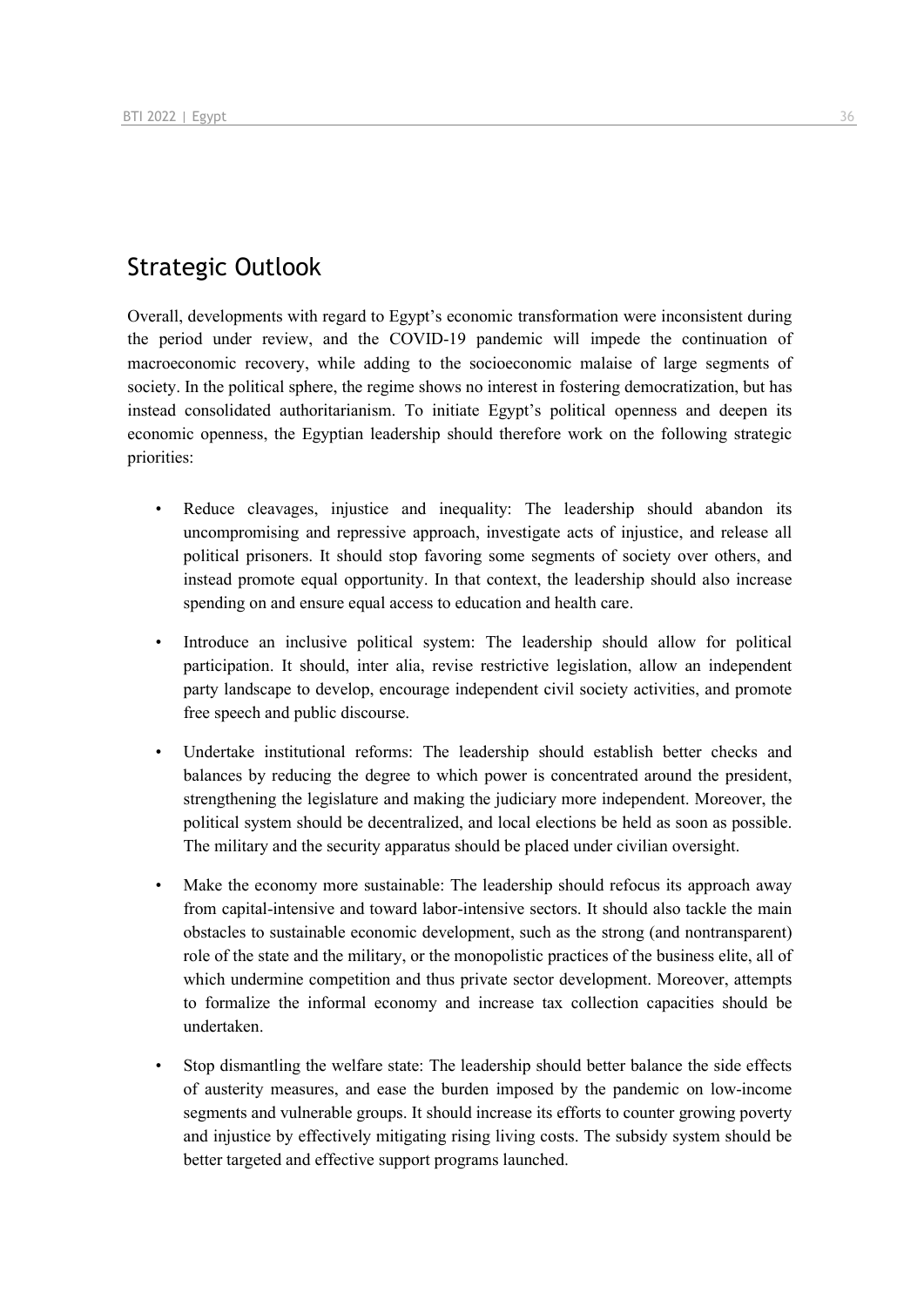## Strategic Outlook

Overall, developments with regard to Egypt's economic transformation were inconsistent during the period under review, and the COVID-19 pandemic will impede the continuation of macroeconomic recovery, while adding to the socioeconomic malaise of large segments of society. In the political sphere, the regime shows no interest in fostering democratization, but has instead consolidated authoritarianism. To initiate Egypt's political openness and deepen its economic openness, the Egyptian leadership should therefore work on the following strategic priorities:

- Reduce cleavages, injustice and inequality: The leadership should abandon its uncompromising and repressive approach, investigate acts of injustice, and release all political prisoners. It should stop favoring some segments of society over others, and instead promote equal opportunity. In that context, the leadership should also increase spending on and ensure equal access to education and health care.

- Introduce an inclusive political system: The leadership should allow for political participation. It should, inter alia, revise restrictive legislation, allow an independent party landscape to develop, encourage independent civil society activities, and promote free speech and public discourse.

- Undertake institutional reforms: The leadership should establish better checks and balances by reducing the degree to which power is concentrated around the president, strengthening the legislature and making the judiciary more independent. Moreover, the political system should be decentralized, and local elections be held as soon as possible. The military and the security apparatus should be placed under civilian oversight.

- Make the economy more sustainable: The leadership should refocus its approach away from capital-intensive and toward labor-intensive sectors. It should also tackle the main obstacles to sustainable economic development, such as the strong (and nontransparent) role of the state and the military, or the monopolistic practices of the business elite, all of which undermine competition and thus private sector development. Moreover, attempts to formalize the informal economy and increase tax collection capacities should be undertaken.

- Stop dismantling the welfare state: The leadership should better balance the side effects of austerity measures, and ease the burden imposed by the pandemic on low-income segments and vulnerable groups. It should increase its efforts to counter growing poverty and injustice by effectively mitigating rising living costs. The subsidy system should be better targeted and effective support programs launched.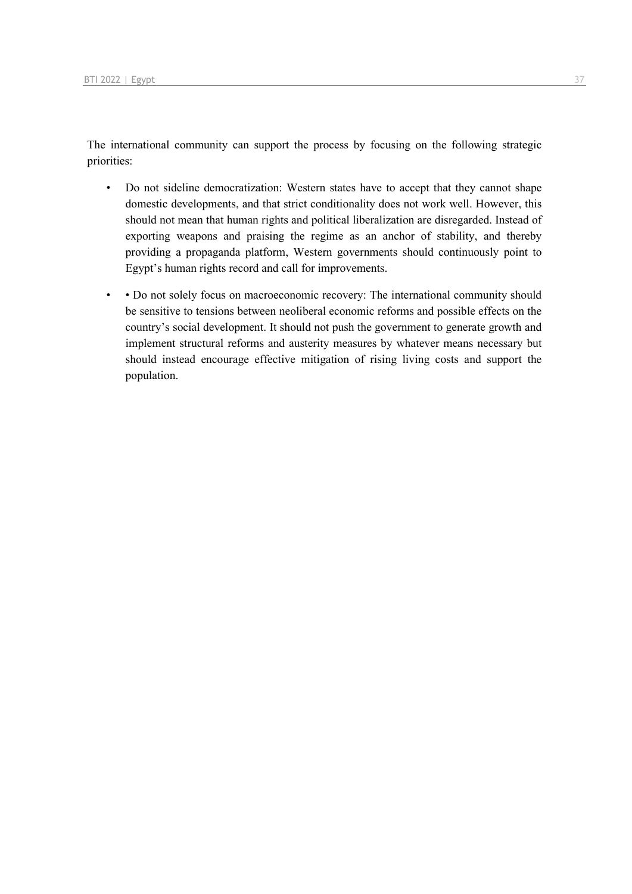The international community can support the process by focusing on the following strategic priorities:

- Do not sideline democratization: Western states have to accept that they cannot shape domestic developments, and that strict conditionality does not work well. However, this should not mean that human rights and political liberalization are disregarded. Instead of exporting weapons and praising the regime as an anchor of stability, and thereby providing a propaganda platform, Western governments should continuously point to Egypt's human rights record and call for improvements.

- • Do not solely focus on macroeconomic recovery: The international community should be sensitive to tensions between neoliberal economic reforms and possible effects on the country's social development. It should not push the government to generate growth and implement structural reforms and austerity measures by whatever means necessary but should instead encourage effective mitigation of rising living costs and support the population.